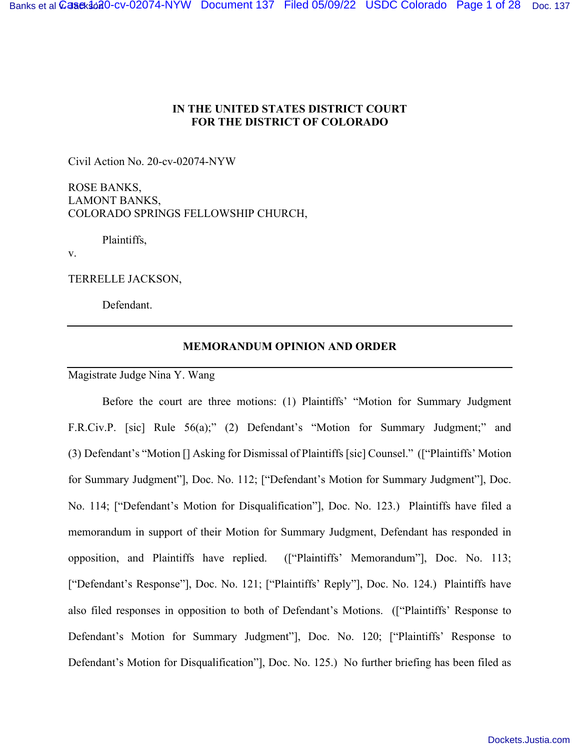**IN THE UNITED STATES DISTRICT COURT**
**FOR THE DISTRICT OF COLORADO**

Civil Action No. 20-cv-02074-NYW

ROSE BANKS,
LAMONT BANKS,
COLORADO SPRINGS FELLOWSHIP CHURCH,

Plaintiffs,

v.

TERRELLE JACKSON,

Defendant.

---

**MEMORANDUM OPINION AND ORDER**

---

Magistrate Judge Nina Y. Wang

Before the court are three motions: (1) Plaintiffs' "Motion for Summary Judgment F.R.Civ.P. [sic] Rule 56(a);" (2) Defendant's "Motion for Summary Judgment;" and (3) Defendant's "Motion [] Asking for Dismissal of Plaintiffs [sic] Counsel." (["Plaintiffs' Motion for Summary Judgment"], Doc. No. 112; ["Defendant's Motion for Summary Judgment"], Doc. No. 114; ["Defendant's Motion for Disqualification"], Doc. No. 123.) Plaintiffs have filed a memorandum in support of their Motion for Summary Judgment, Defendant has responded in opposition, and Plaintiffs have replied. (["Plaintiffs' Memorandum"], Doc. No. 113; ["Defendant's Response"], Doc. No. 121; ["Plaintiffs' Reply"], Doc. No. 124.) Plaintiffs have also filed responses in opposition to both of Defendant's Motions. (["Plaintiffs' Response to Defendant's Motion for Summary Judgment"], Doc. No. 120; ["Plaintiffs' Response to Defendant's Motion for Disqualification"], Doc. No. 125.) No further briefing has been filed as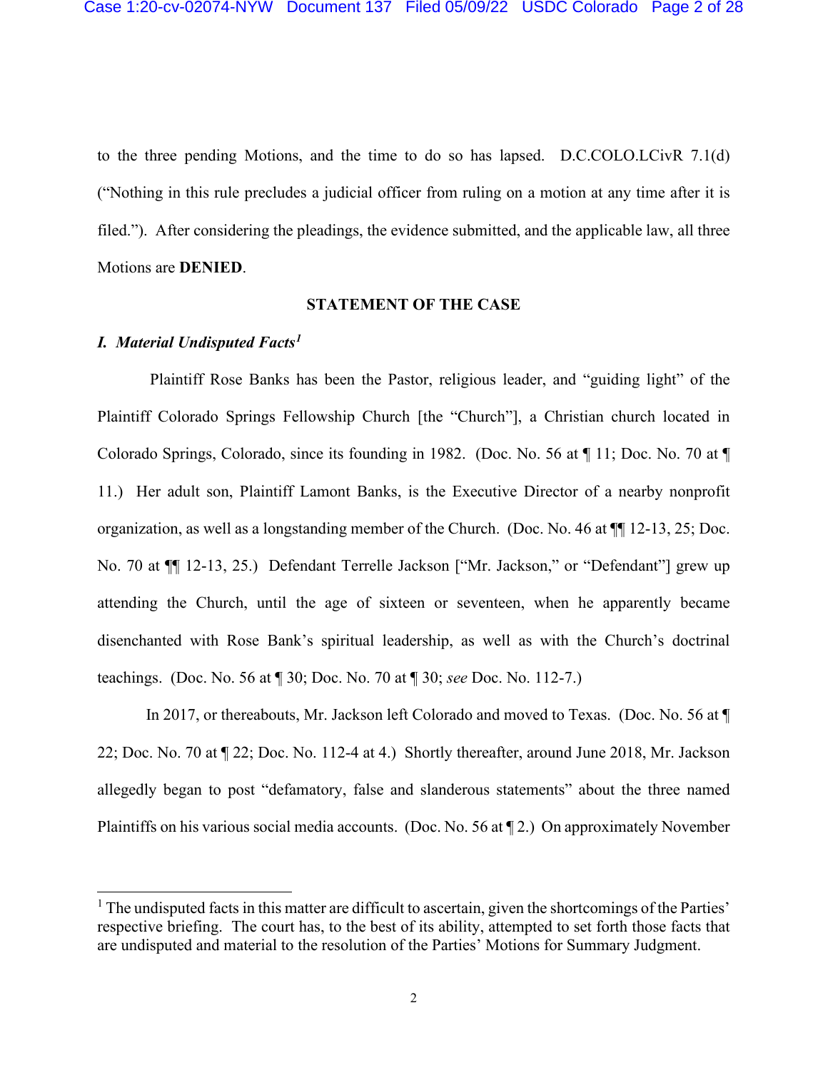to the three pending Motions, and the time to do so has lapsed. D.C.COLO.LCivR 7.1(d) ("Nothing in this rule precludes a judicial officer from ruling on a motion at any time after it is filed."). After considering the pleadings, the evidence submitted, and the applicable law, all three Motions are **DENIED**.

## STATEMENT OF THE CASE

### *I. Material Undisputed Facts*[1]

Plaintiff Rose Banks has been the Pastor, religious leader, and "guiding light" of the Plaintiff Colorado Springs Fellowship Church [the "Church"], a Christian church located in Colorado Springs, Colorado, since its founding in 1982. (Doc. No. 56 at ¶ 11; Doc. No. 70 at ¶ 11.) Her adult son, Plaintiff Lamont Banks, is the Executive Director of a nearby nonprofit organization, as well as a longstanding member of the Church. (Doc. No. 46 at ¶¶ 12-13, 25; Doc. No. 70 at ¶¶ 12-13, 25.) Defendant Terrelle Jackson ["Mr. Jackson," or "Defendant"] grew up attending the Church, until the age of sixteen or seventeen, when he apparently became disenchanted with Rose Bank's spiritual leadership, as well as with the Church's doctrinal teachings. (Doc. No. 56 at ¶ 30; Doc. No. 70 at ¶ 30; *see* Doc. No. 112-7.)

In 2017, or thereabouts, Mr. Jackson left Colorado and moved to Texas. (Doc. No. 56 at ¶ 22; Doc. No. 70 at ¶ 22; Doc. No. 112-4 at 4.) Shortly thereafter, around June 2018, Mr. Jackson allegedly began to post "defamatory, false and slanderous statements" about the three named Plaintiffs on his various social media accounts. (Doc. No. 56 at ¶ 2.) On approximately November

---

[1] The undisputed facts in this matter are difficult to ascertain, given the shortcomings of the Parties' respective briefing. The court has, to the best of its ability, attempted to set forth those facts that are undisputed and material to the resolution of the Parties' Motions for Summary Judgment.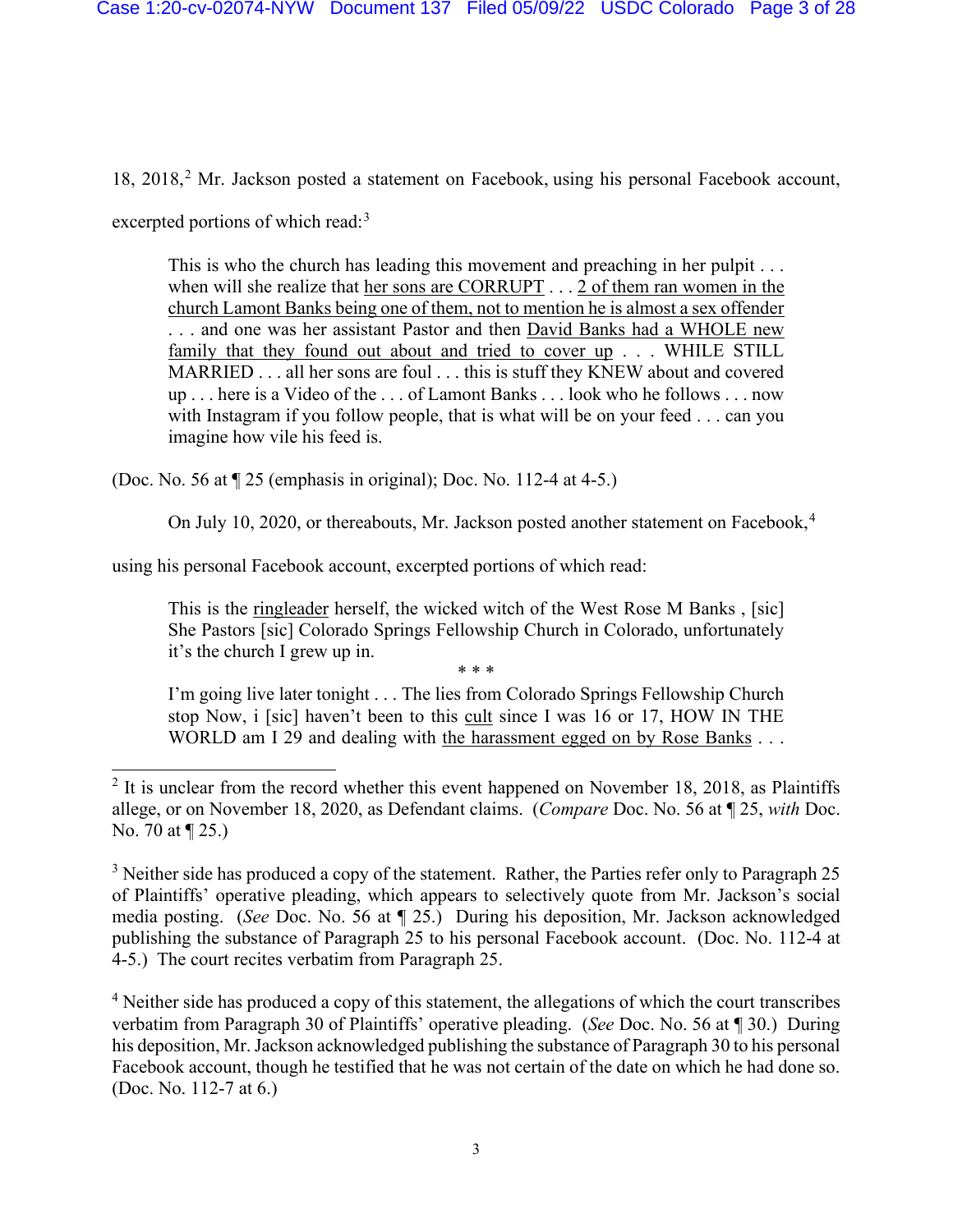18, 2018,[2] Mr. Jackson posted a statement on Facebook, using his personal Facebook account, excerpted portions of which read:[3]

> This is who the church has leading this movement and preaching in her pulpit . . . when will she realize that <u>her sons are CORRUPT</u> . . . <u>2 of them ran women in the church Lamont Banks being one of them, not to mention he is almost a sex offender</u> . . . and one was her assistant Pastor and then <u>David Banks had a WHOLE new family that they found out about and tried to cover up</u> . . . WHILE STILL MARRIED . . . all her sons are foul . . . this is stuff they KNEW about and covered up . . . here is a Video of the . . . of Lamont Banks . . . look who he follows . . . now with Instagram if you follow people, that is what will be on your feed . . . can you imagine how vile his feed is.

(Doc. No. 56 at ¶ 25 (emphasis in original); Doc. No. 112-4 at 4-5.)

On July 10, 2020, or thereabouts, Mr. Jackson posted another statement on Facebook,[4] using his personal Facebook account, excerpted portions of which read:

> This is the <u>ringleader</u> herself, the wicked witch of the West Rose M Banks , [sic] She Pastors [sic] Colorado Springs Fellowship Church in Colorado, unfortunately it's the church I grew up in.
>
> \* \* \*
>
> I'm going live later tonight . . . The lies from Colorado Springs Fellowship Church stop Now, i [sic] haven't been to this <u>cult</u> since I was 16 or 17, HOW IN THE WORLD am I 29 and dealing with <u>the harassment egged on by Rose Banks</u> . . .

---

[2] It is unclear from the record whether this event happened on November 18, 2018, as Plaintiffs allege, or on November 18, 2020, as Defendant claims. (*Compare* Doc. No. 56 at ¶ 25, *with* Doc. No. 70 at ¶ 25.)

[3] Neither side has produced a copy of the statement. Rather, the Parties refer only to Paragraph 25 of Plaintiffs' operative pleading, which appears to selectively quote from Mr. Jackson's social media posting. (*See* Doc. No. 56 at ¶ 25.) During his deposition, Mr. Jackson acknowledged publishing the substance of Paragraph 25 to his personal Facebook account. (Doc. No. 112-4 at 4-5.) The court recites verbatim from Paragraph 25.

[4] Neither side has produced a copy of this statement, the allegations of which the court transcribes verbatim from Paragraph 30 of Plaintiffs' operative pleading. (*See* Doc. No. 56 at ¶ 30.) During his deposition, Mr. Jackson acknowledged publishing the substance of Paragraph 30 to his personal Facebook account, though he testified that he was not certain of the date on which he had done so. (Doc. No. 112-7 at 6.)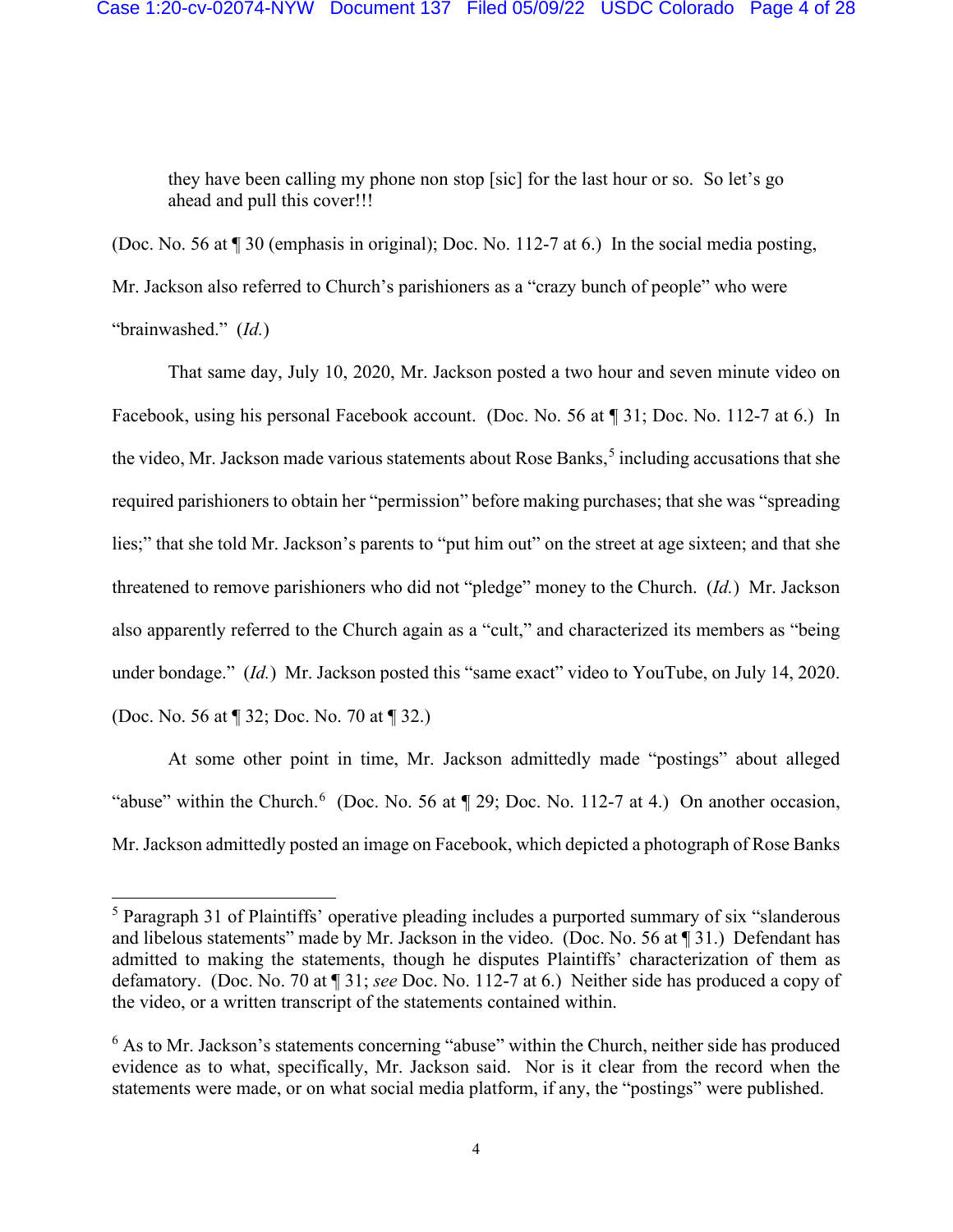> they have been calling my phone non stop [sic] for the last hour or so. So let's go ahead and pull this cover!!!

(Doc. No. 56 at ¶ 30 (emphasis in original); Doc. No. 112-7 at 6.) In the social media posting, Mr. Jackson also referred to Church's parishioners as a "crazy bunch of people" who were "brainwashed." (*Id.*)

That same day, July 10, 2020, Mr. Jackson posted a two hour and seven minute video on Facebook, using his personal Facebook account. (Doc. No. 56 at ¶ 31; Doc. No. 112-7 at 6.) In the video, Mr. Jackson made various statements about Rose Banks,[5] including accusations that she required parishioners to obtain her "permission" before making purchases; that she was "spreading lies;" that she told Mr. Jackson's parents to "put him out" on the street at age sixteen; and that she threatened to remove parishioners who did not "pledge" money to the Church. (*Id.*) Mr. Jackson also apparently referred to the Church again as a "cult," and characterized its members as "being under bondage." (*Id.*) Mr. Jackson posted this "same exact" video to YouTube, on July 14, 2020. (Doc. No. 56 at ¶ 32; Doc. No. 70 at ¶ 32.)

At some other point in time, Mr. Jackson admittedly made "postings" about alleged "abuse" within the Church.[6] (Doc. No. 56 at ¶ 29; Doc. No. 112-7 at 4.) On another occasion, Mr. Jackson admittedly posted an image on Facebook, which depicted a photograph of Rose Banks

---

[5] Paragraph 31 of Plaintiffs' operative pleading includes a purported summary of six "slanderous and libelous statements" made by Mr. Jackson in the video. (Doc. No. 56 at ¶ 31.) Defendant has admitted to making the statements, though he disputes Plaintiffs' characterization of them as defamatory. (Doc. No. 70 at ¶ 31; *see* Doc. No. 112-7 at 6.) Neither side has produced a copy of the video, or a written transcript of the statements contained within.

[6] As to Mr. Jackson's statements concerning "abuse" within the Church, neither side has produced evidence as to what, specifically, Mr. Jackson said. Nor is it clear from the record when the statements were made, or on what social media platform, if any, the "postings" were published.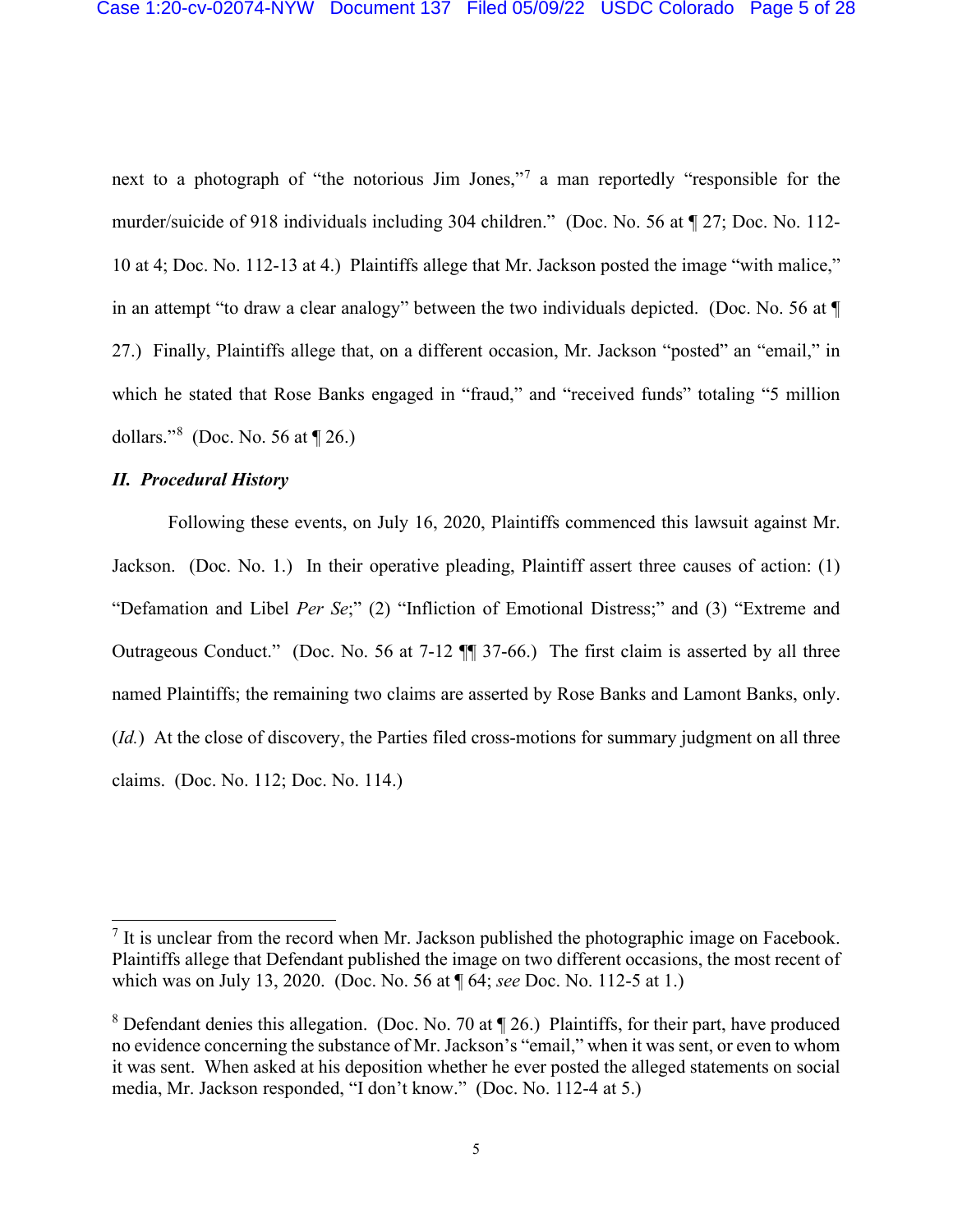next to a photograph of "the notorious Jim Jones,"[7] a man reportedly "responsible for the murder/suicide of 918 individuals including 304 children." (Doc. No. 56 at ¶ 27; Doc. No. 112-10 at 4; Doc. No. 112-13 at 4.) Plaintiffs allege that Mr. Jackson posted the image "with malice," in an attempt "to draw a clear analogy" between the two individuals depicted. (Doc. No. 56 at ¶ 27.) Finally, Plaintiffs allege that, on a different occasion, Mr. Jackson "posted" an "email," in which he stated that Rose Banks engaged in "fraud," and "received funds" totaling "5 million dollars."[8] (Doc. No. 56 at ¶ 26.)

### *II. Procedural History*

Following these events, on July 16, 2020, Plaintiffs commenced this lawsuit against Mr. Jackson. (Doc. No. 1.) In their operative pleading, Plaintiff assert three causes of action: (1) "Defamation and Libel *Per Se*;" (2) "Infliction of Emotional Distress;" and (3) "Extreme and Outrageous Conduct." (Doc. No. 56 at 7-12 ¶¶ 37-66.) The first claim is asserted by all three named Plaintiffs; the remaining two claims are asserted by Rose Banks and Lamont Banks, only. (*Id.*) At the close of discovery, the Parties filed cross-motions for summary judgment on all three claims. (Doc. No. 112; Doc. No. 114.)

---

[7] It is unclear from the record when Mr. Jackson published the photographic image on Facebook. Plaintiffs allege that Defendant published the image on two different occasions, the most recent of which was on July 13, 2020. (Doc. No. 56 at ¶ 64; *see* Doc. No. 112-5 at 1.)

[8] Defendant denies this allegation. (Doc. No. 70 at ¶ 26.) Plaintiffs, for their part, have produced no evidence concerning the substance of Mr. Jackson's "email," when it was sent, or even to whom it was sent. When asked at his deposition whether he ever posted the alleged statements on social media, Mr. Jackson responded, "I don't know." (Doc. No. 112-4 at 5.)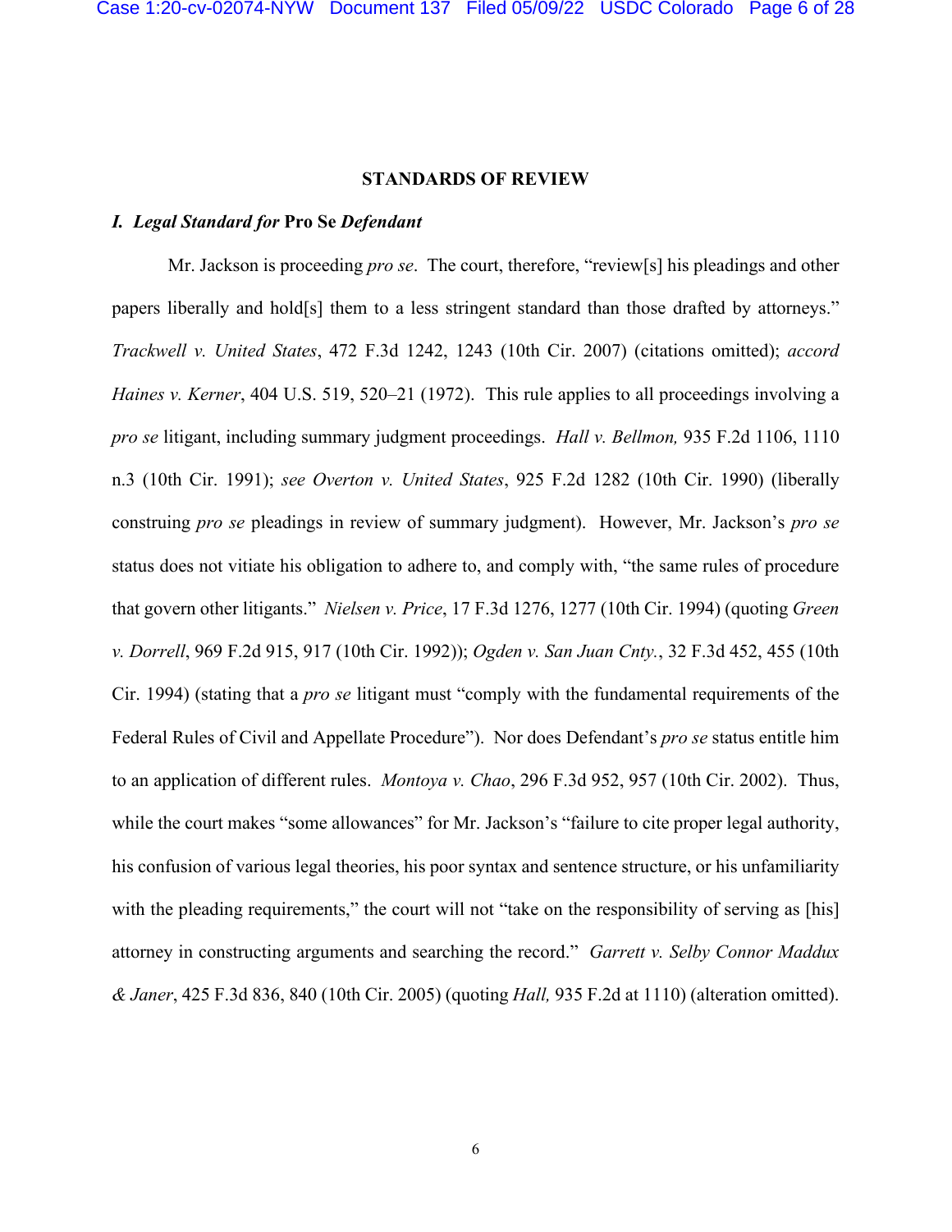## STANDARDS OF REVIEW

### *I. Legal Standard for* Pro Se *Defendant*

Mr. Jackson is proceeding *pro se*. The court, therefore, "review[s] his pleadings and other papers liberally and hold[s] them to a less stringent standard than those drafted by attorneys." *Trackwell v. United States*, 472 F.3d 1242, 1243 (10th Cir. 2007) (citations omitted); *accord Haines v. Kerner*, 404 U.S. 519, 520–21 (1972). This rule applies to all proceedings involving a *pro se* litigant, including summary judgment proceedings. *Hall v. Bellmon,* 935 F.2d 1106, 1110 n.3 (10th Cir. 1991); *see Overton v. United States*, 925 F.2d 1282 (10th Cir. 1990) (liberally construing *pro se* pleadings in review of summary judgment). However, Mr. Jackson's *pro se* status does not vitiate his obligation to adhere to, and comply with, "the same rules of procedure that govern other litigants." *Nielsen v. Price*, 17 F.3d 1276, 1277 (10th Cir. 1994) (quoting *Green v. Dorrell*, 969 F.2d 915, 917 (10th Cir. 1992)); *Ogden v. San Juan Cnty.*, 32 F.3d 452, 455 (10th Cir. 1994) (stating that a *pro se* litigant must "comply with the fundamental requirements of the Federal Rules of Civil and Appellate Procedure"). Nor does Defendant's *pro se* status entitle him to an application of different rules. *Montoya v. Chao*, 296 F.3d 952, 957 (10th Cir. 2002). Thus, while the court makes "some allowances" for Mr. Jackson's "failure to cite proper legal authority, his confusion of various legal theories, his poor syntax and sentence structure, or his unfamiliarity with the pleading requirements," the court will not "take on the responsibility of serving as [his] attorney in constructing arguments and searching the record." *Garrett v. Selby Connor Maddux & Janer*, 425 F.3d 836, 840 (10th Cir. 2005) (quoting *Hall,* 935 F.2d at 1110) (alteration omitted).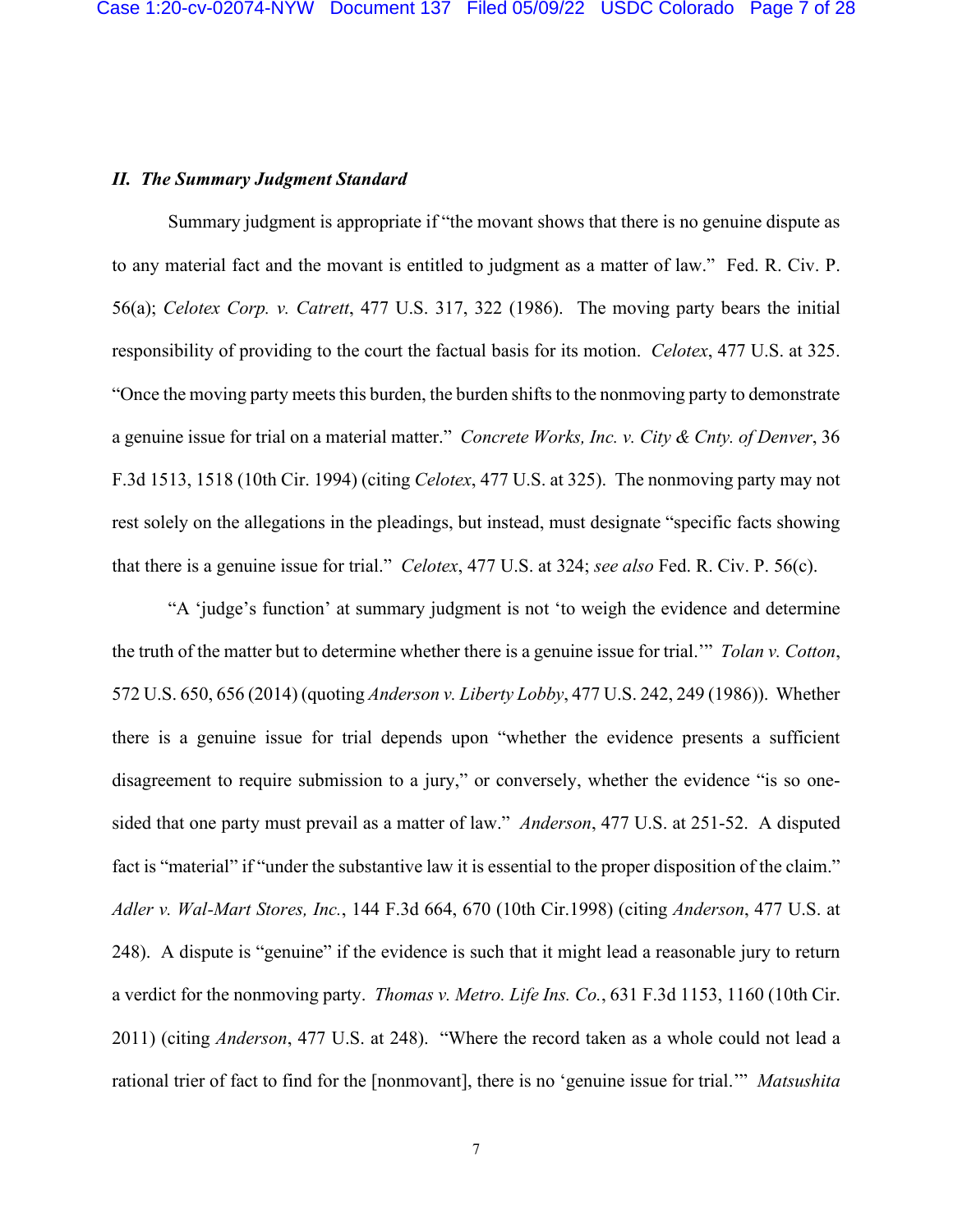### *II. The Summary Judgment Standard*

Summary judgment is appropriate if "the movant shows that there is no genuine dispute as to any material fact and the movant is entitled to judgment as a matter of law." Fed. R. Civ. P. 56(a); *Celotex Corp. v. Catrett*, 477 U.S. 317, 322 (1986). The moving party bears the initial responsibility of providing to the court the factual basis for its motion. *Celotex*, 477 U.S. at 325. "Once the moving party meets this burden, the burden shifts to the nonmoving party to demonstrate a genuine issue for trial on a material matter." *Concrete Works, Inc. v. City & Cnty. of Denver*, 36 F.3d 1513, 1518 (10th Cir. 1994) (citing *Celotex*, 477 U.S. at 325). The nonmoving party may not rest solely on the allegations in the pleadings, but instead, must designate "specific facts showing that there is a genuine issue for trial." *Celotex*, 477 U.S. at 324; *see also* Fed. R. Civ. P. 56(c).

"A 'judge's function' at summary judgment is not 'to weigh the evidence and determine the truth of the matter but to determine whether there is a genuine issue for trial.'" *Tolan v. Cotton*, 572 U.S. 650, 656 (2014) (quoting *Anderson v. Liberty Lobby*, 477 U.S. 242, 249 (1986)). Whether there is a genuine issue for trial depends upon "whether the evidence presents a sufficient disagreement to require submission to a jury," or conversely, whether the evidence "is so one-sided that one party must prevail as a matter of law." *Anderson*, 477 U.S. at 251-52. A disputed fact is "material" if "under the substantive law it is essential to the proper disposition of the claim." *Adler v. Wal-Mart Stores, Inc.*, 144 F.3d 664, 670 (10th Cir.1998) (citing *Anderson*, 477 U.S. at 248). A dispute is "genuine" if the evidence is such that it might lead a reasonable jury to return a verdict for the nonmoving party. *Thomas v. Metro. Life Ins. Co.*, 631 F.3d 1153, 1160 (10th Cir. 2011) (citing *Anderson*, 477 U.S. at 248). "Where the record taken as a whole could not lead a rational trier of fact to find for the [nonmovant], there is no 'genuine issue for trial.'" *Matsushita*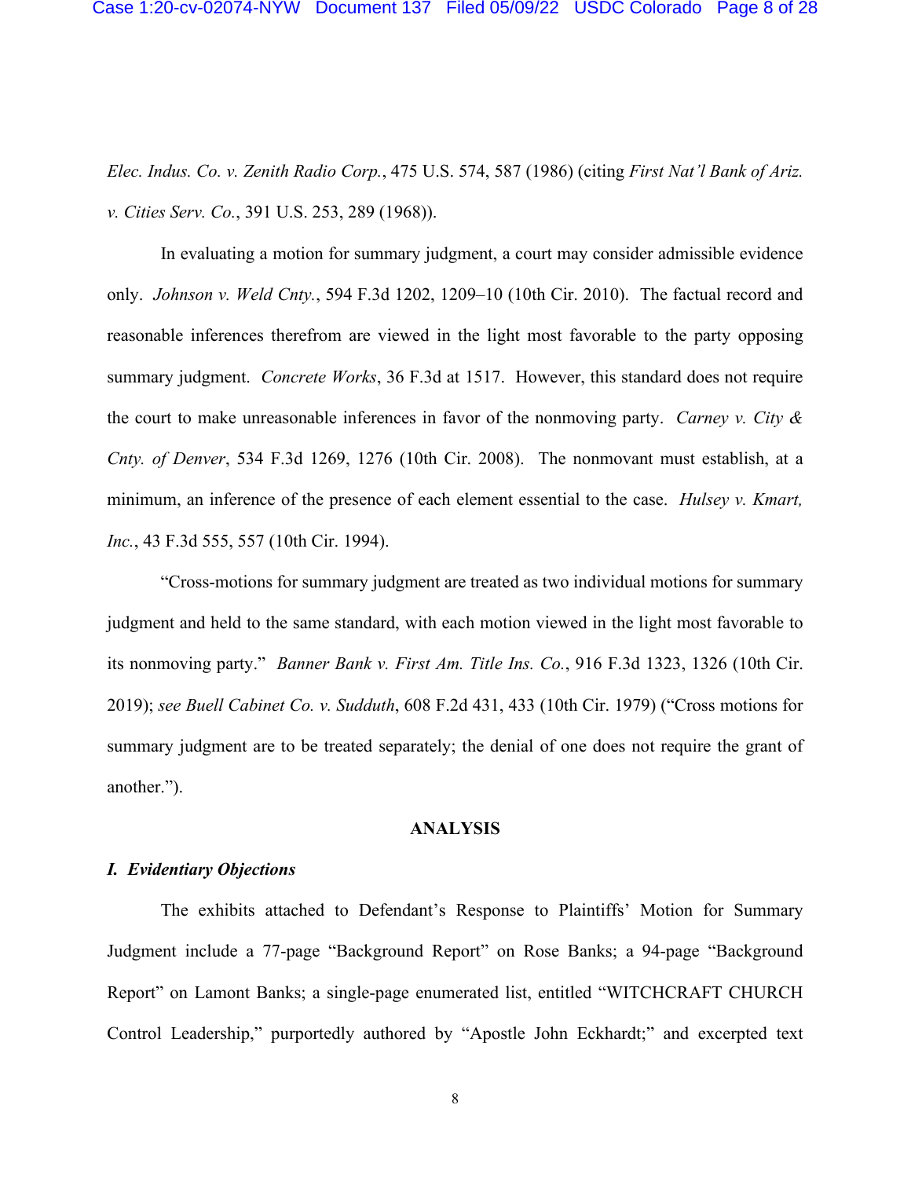*Elec. Indus. Co. v. Zenith Radio Corp.*, 475 U.S. 574, 587 (1986) (citing *First Nat'l Bank of Ariz. v. Cities Serv. Co.*, 391 U.S. 253, 289 (1968)).

In evaluating a motion for summary judgment, a court may consider admissible evidence only. *Johnson v. Weld Cnty.*, 594 F.3d 1202, 1209–10 (10th Cir. 2010). The factual record and reasonable inferences therefrom are viewed in the light most favorable to the party opposing summary judgment. *Concrete Works*, 36 F.3d at 1517. However, this standard does not require the court to make unreasonable inferences in favor of the nonmoving party. *Carney v. City & Cnty. of Denver*, 534 F.3d 1269, 1276 (10th Cir. 2008). The nonmovant must establish, at a minimum, an inference of the presence of each element essential to the case. *Hulsey v. Kmart, Inc.*, 43 F.3d 555, 557 (10th Cir. 1994).

"Cross-motions for summary judgment are treated as two individual motions for summary judgment and held to the same standard, with each motion viewed in the light most favorable to its nonmoving party." *Banner Bank v. First Am. Title Ins. Co.*, 916 F.3d 1323, 1326 (10th Cir. 2019); *see Buell Cabinet Co. v. Sudduth*, 608 F.2d 431, 433 (10th Cir. 1979) ("Cross motions for summary judgment are to be treated separately; the denial of one does not require the grant of another.").

## ANALYSIS

### *I. Evidentiary Objections*

The exhibits attached to Defendant's Response to Plaintiffs' Motion for Summary Judgment include a 77-page "Background Report" on Rose Banks; a 94-page "Background Report" on Lamont Banks; a single-page enumerated list, entitled "WITCHCRAFT CHURCH Control Leadership," purportedly authored by "Apostle John Eckhardt;" and excerpted text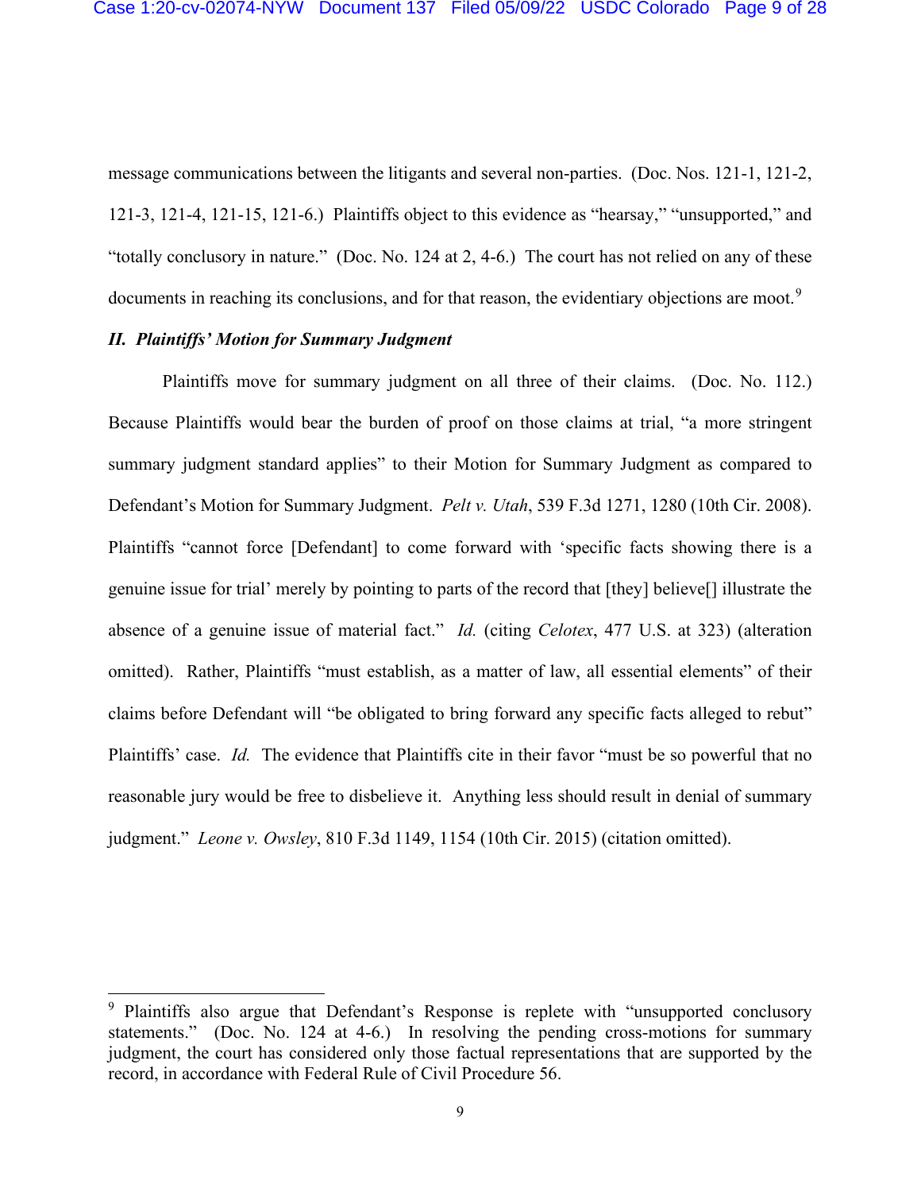message communications between the litigants and several non-parties. (Doc. Nos. 121-1, 121-2, 121-3, 121-4, 121-15, 121-6.) Plaintiffs object to this evidence as "hearsay," "unsupported," and "totally conclusory in nature." (Doc. No. 124 at 2, 4-6.) The court has not relied on any of these documents in reaching its conclusions, and for that reason, the evidentiary objections are moot.[9]

### *II. Plaintiffs' Motion for Summary Judgment*

Plaintiffs move for summary judgment on all three of their claims. (Doc. No. 112.) Because Plaintiffs would bear the burden of proof on those claims at trial, "a more stringent summary judgment standard applies" to their Motion for Summary Judgment as compared to Defendant's Motion for Summary Judgment. *Pelt v. Utah*, 539 F.3d 1271, 1280 (10th Cir. 2008). Plaintiffs "cannot force [Defendant] to come forward with 'specific facts showing there is a genuine issue for trial' merely by pointing to parts of the record that [they] believe[] illustrate the absence of a genuine issue of material fact." *Id.* (citing *Celotex*, 477 U.S. at 323) (alteration omitted). Rather, Plaintiffs "must establish, as a matter of law, all essential elements" of their claims before Defendant will "be obligated to bring forward any specific facts alleged to rebut" Plaintiffs' case. *Id.* The evidence that Plaintiffs cite in their favor "must be so powerful that no reasonable jury would be free to disbelieve it. Anything less should result in denial of summary judgment." *Leone v. Owsley*, 810 F.3d 1149, 1154 (10th Cir. 2015) (citation omitted).

---

[9] Plaintiffs also argue that Defendant's Response is replete with "unsupported conclusory statements." (Doc. No. 124 at 4-6.) In resolving the pending cross-motions for summary judgment, the court has considered only those factual representations that are supported by the record, in accordance with Federal Rule of Civil Procedure 56.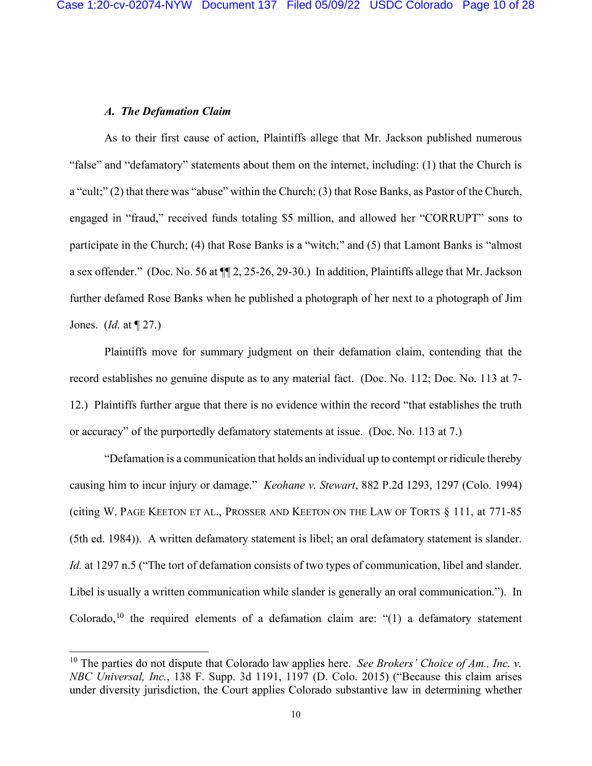### *A. The Defamation Claim*

As to their first cause of action, Plaintiffs allege that Mr. Jackson published numerous "false" and "defamatory" statements about them on the internet, including: (1) that the Church is a "cult;" (2) that there was "abuse" within the Church; (3) that Rose Banks, as Pastor of the Church, engaged in "fraud," received funds totaling $5 million, and allowed her "CORRUPT" sons to participate in the Church; (4) that Rose Banks is a "witch;" and (5) that Lamont Banks is "almost a sex offender." (Doc. No. 56 at ¶¶ 2, 25-26, 29-30.) In addition, Plaintiffs allege that Mr. Jackson further defamed Rose Banks when he published a photograph of her next to a photograph of Jim Jones. (*Id.* at ¶ 27.)

Plaintiffs move for summary judgment on their defamation claim, contending that the record establishes no genuine dispute as to any material fact. (Doc. No. 112; Doc. No. 113 at 7-12.) Plaintiffs further argue that there is no evidence within the record "that establishes the truth or accuracy" of the purportedly defamatory statements at issue. (Doc. No. 113 at 7.)

"Defamation is a communication that holds an individual up to contempt or ridicule thereby causing him to incur injury or damage." *Keohane v. Stewart*, 882 P.2d 1293, 1297 (Colo. 1994) (citing W. PAGE KEETON ET AL., PROSSER AND KEETON ON THE LAW OF TORTS § 111, at 771-85 (5th ed. 1984)). A written defamatory statement is libel; an oral defamatory statement is slander. *Id.* at 1297 n.5 ("The tort of defamation consists of two types of communication, libel and slander. Libel is usually a written communication while slander is generally an oral communication."). In Colorado,[10] the required elements of a defamation claim are: "(1) a defamatory statement

[10] The parties do not dispute that Colorado law applies here. *See Brokers' Choice of Am., Inc. v. NBC Universal, Inc.*, 138 F. Supp. 3d 1191, 1197 (D. Colo. 2015) ("Because this claim arises under diversity jurisdiction, the Court applies Colorado substantive law in determining whether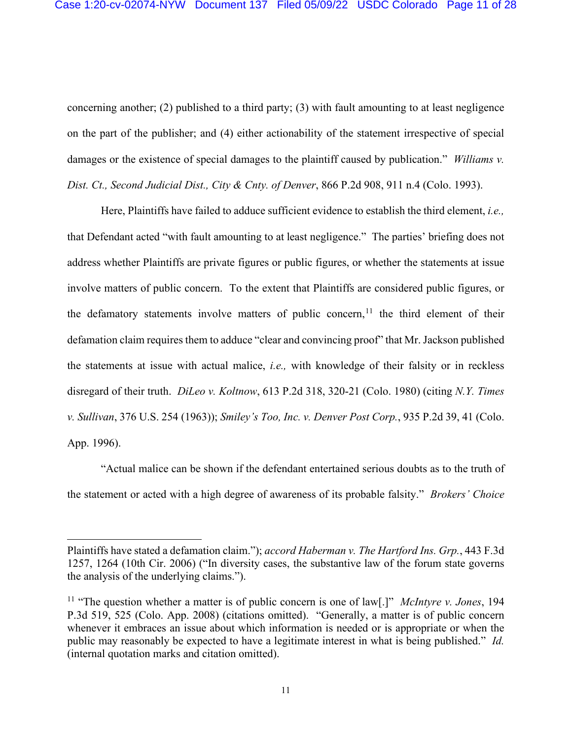concerning another; (2) published to a third party; (3) with fault amounting to at least negligence on the part of the publisher; and (4) either actionability of the statement irrespective of special damages or the existence of special damages to the plaintiff caused by publication." *Williams v. Dist. Ct., Second Judicial Dist., City & Cnty. of Denver*, 866 P.2d 908, 911 n.4 (Colo. 1993).

Here, Plaintiffs have failed to adduce sufficient evidence to establish the third element, *i.e.,* that Defendant acted "with fault amounting to at least negligence." The parties' briefing does not address whether Plaintiffs are private figures or public figures, or whether the statements at issue involve matters of public concern. To the extent that Plaintiffs are considered public figures, or the defamatory statements involve matters of public concern,[11] the third element of their defamation claim requires them to adduce "clear and convincing proof" that Mr. Jackson published the statements at issue with actual malice, *i.e.,* with knowledge of their falsity or in reckless disregard of their truth. *DiLeo v. Koltnow*, 613 P.2d 318, 320-21 (Colo. 1980) (citing *N.Y. Times v. Sullivan*, 376 U.S. 254 (1963)); *Smiley's Too, Inc. v. Denver Post Corp.*, 935 P.2d 39, 41 (Colo. App. 1996).

"Actual malice can be shown if the defendant entertained serious doubts as to the truth of the statement or acted with a high degree of awareness of its probable falsity." *Brokers' Choice*

---

Plaintiffs have stated a defamation claim."); *accord Haberman v. The Hartford Ins. Grp.*, 443 F.3d 1257, 1264 (10th Cir. 2006) ("In diversity cases, the substantive law of the forum state governs the analysis of the underlying claims.").

[11] "The question whether a matter is of public concern is one of law[.]" *McIntyre v. Jones*, 194 P.3d 519, 525 (Colo. App. 2008) (citations omitted). "Generally, a matter is of public concern whenever it embraces an issue about which information is needed or is appropriate or when the public may reasonably be expected to have a legitimate interest in what is being published." *Id.* (internal quotation marks and citation omitted).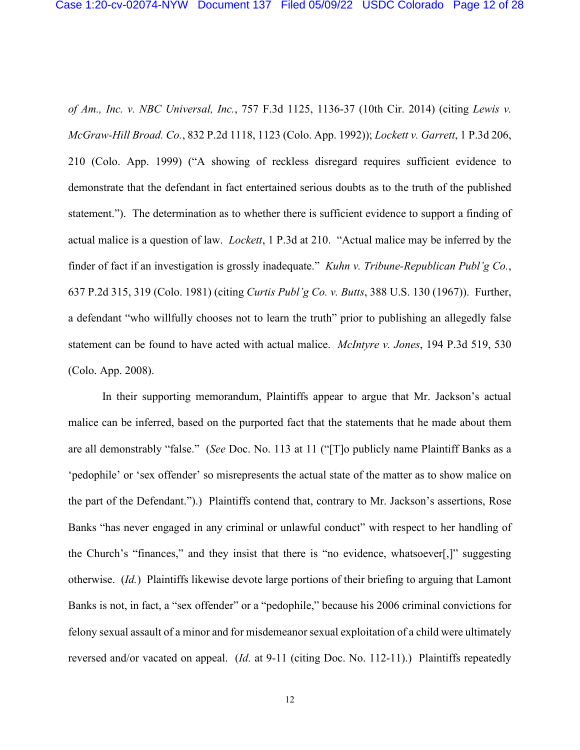*of Am., Inc. v. NBC Universal, Inc.*, 757 F.3d 1125, 1136-37 (10th Cir. 2014) (citing *Lewis v. McGraw-Hill Broad. Co.*, 832 P.2d 1118, 1123 (Colo. App. 1992)); *Lockett v. Garrett*, 1 P.3d 206, 210 (Colo. App. 1999) ("A showing of reckless disregard requires sufficient evidence to demonstrate that the defendant in fact entertained serious doubts as to the truth of the published statement."). The determination as to whether there is sufficient evidence to support a finding of actual malice is a question of law. *Lockett*, 1 P.3d at 210. "Actual malice may be inferred by the finder of fact if an investigation is grossly inadequate." *Kuhn v. Tribune-Republican Publ'g Co.*, 637 P.2d 315, 319 (Colo. 1981) (citing *Curtis Publ'g Co. v. Butts*, 388 U.S. 130 (1967)). Further, a defendant "who willfully chooses not to learn the truth" prior to publishing an allegedly false statement can be found to have acted with actual malice. *McIntyre v. Jones*, 194 P.3d 519, 530 (Colo. App. 2008).

In their supporting memorandum, Plaintiffs appear to argue that Mr. Jackson's actual malice can be inferred, based on the purported fact that the statements that he made about them are all demonstrably "false." (*See* Doc. No. 113 at 11 ("[T]o publicly name Plaintiff Banks as a 'pedophile' or 'sex offender' so misrepresents the actual state of the matter as to show malice on the part of the Defendant.").) Plaintiffs contend that, contrary to Mr. Jackson's assertions, Rose Banks "has never engaged in any criminal or unlawful conduct" with respect to her handling of the Church's "finances," and they insist that there is "no evidence, whatsoever[,]" suggesting otherwise. (*Id.*) Plaintiffs likewise devote large portions of their briefing to arguing that Lamont Banks is not, in fact, a "sex offender" or a "pedophile," because his 2006 criminal convictions for felony sexual assault of a minor and for misdemeanor sexual exploitation of a child were ultimately reversed and/or vacated on appeal. (*Id.* at 9-11 (citing Doc. No. 112-11).) Plaintiffs repeatedly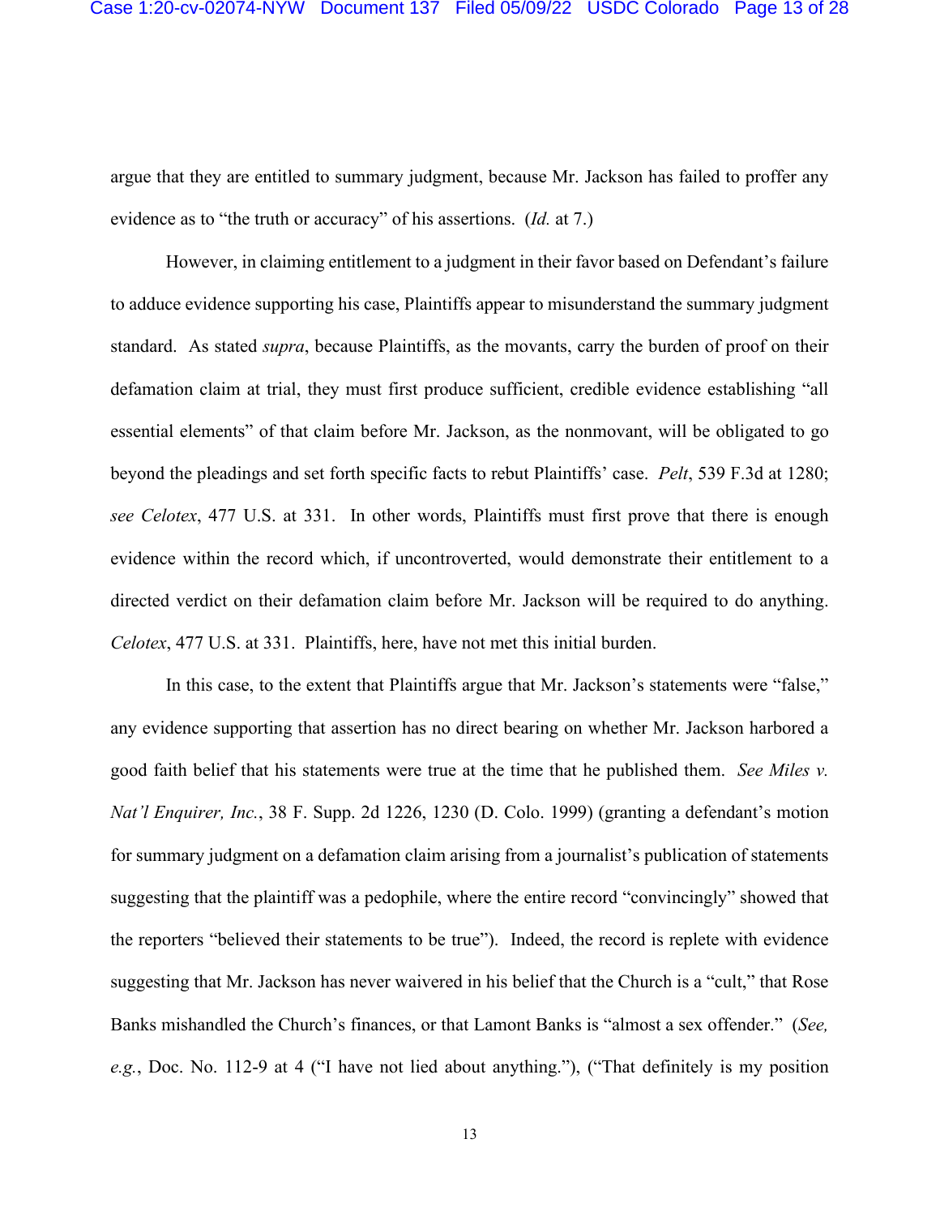argue that they are entitled to summary judgment, because Mr. Jackson has failed to proffer any evidence as to "the truth or accuracy" of his assertions. (*Id.* at 7.)

However, in claiming entitlement to a judgment in their favor based on Defendant's failure to adduce evidence supporting his case, Plaintiffs appear to misunderstand the summary judgment standard. As stated *supra*, because Plaintiffs, as the movants, carry the burden of proof on their defamation claim at trial, they must first produce sufficient, credible evidence establishing "all essential elements" of that claim before Mr. Jackson, as the nonmovant, will be obligated to go beyond the pleadings and set forth specific facts to rebut Plaintiffs' case. *Pelt*, 539 F.3d at 1280; *see Celotex*, 477 U.S. at 331. In other words, Plaintiffs must first prove that there is enough evidence within the record which, if uncontroverted, would demonstrate their entitlement to a directed verdict on their defamation claim before Mr. Jackson will be required to do anything. *Celotex*, 477 U.S. at 331. Plaintiffs, here, have not met this initial burden.

In this case, to the extent that Plaintiffs argue that Mr. Jackson's statements were "false," any evidence supporting that assertion has no direct bearing on whether Mr. Jackson harbored a good faith belief that his statements were true at the time that he published them. *See Miles v. Nat'l Enquirer, Inc.*, 38 F. Supp. 2d 1226, 1230 (D. Colo. 1999) (granting a defendant's motion for summary judgment on a defamation claim arising from a journalist's publication of statements suggesting that the plaintiff was a pedophile, where the entire record "convincingly" showed that the reporters "believed their statements to be true"). Indeed, the record is replete with evidence suggesting that Mr. Jackson has never waivered in his belief that the Church is a "cult," that Rose Banks mishandled the Church's finances, or that Lamont Banks is "almost a sex offender." (*See, e.g.*, Doc. No. 112-9 at 4 ("I have not lied about anything."), ("That definitely is my position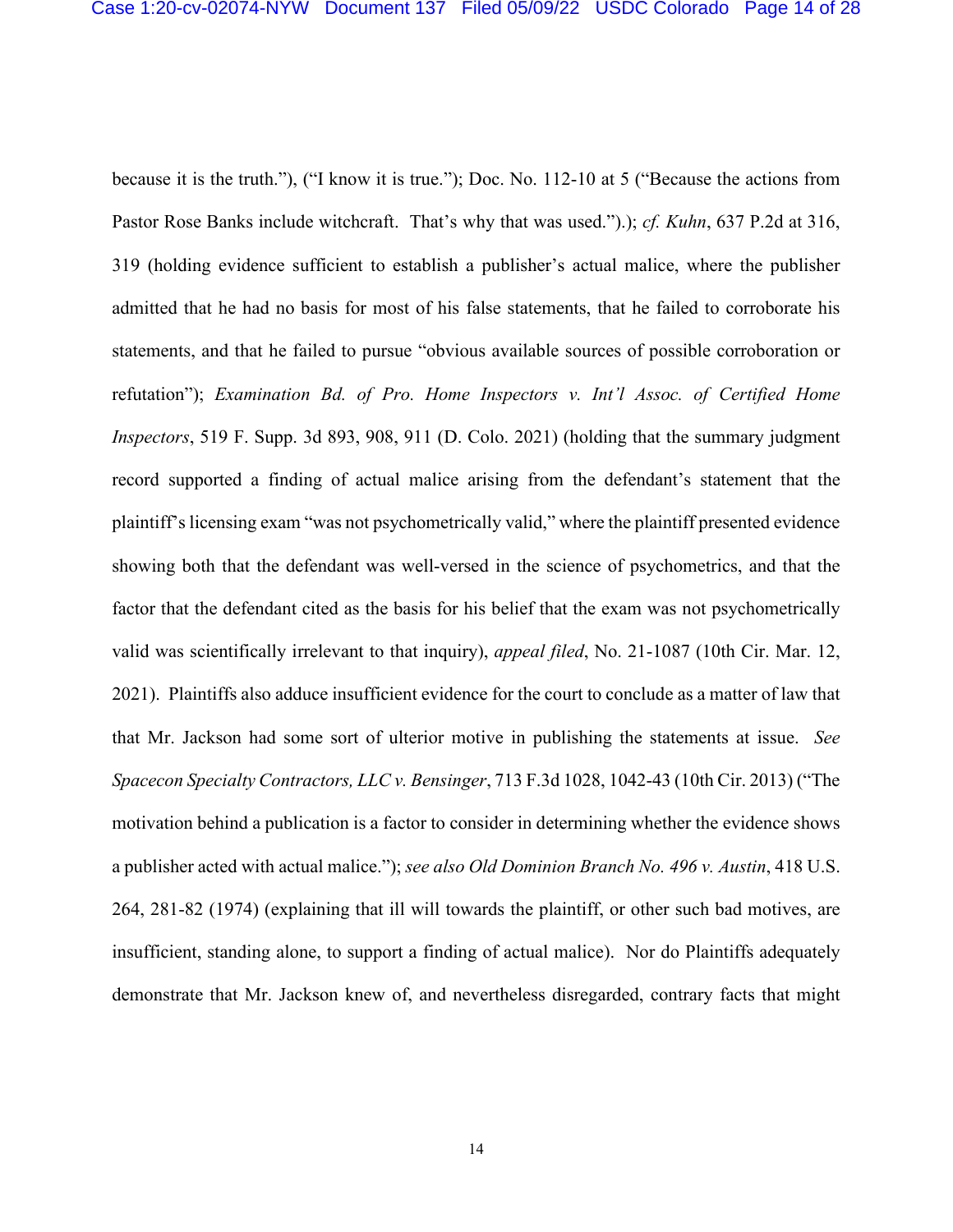because it is the truth."), ("I know it is true."); Doc. No. 112-10 at 5 ("Because the actions from Pastor Rose Banks include witchcraft. That's why that was used.").); *cf. Kuhn*, 637 P.2d at 316, 319 (holding evidence sufficient to establish a publisher's actual malice, where the publisher admitted that he had no basis for most of his false statements, that he failed to corroborate his statements, and that he failed to pursue "obvious available sources of possible corroboration or refutation"); *Examination Bd. of Pro. Home Inspectors v. Int'l Assoc. of Certified Home Inspectors*, 519 F. Supp. 3d 893, 908, 911 (D. Colo. 2021) (holding that the summary judgment record supported a finding of actual malice arising from the defendant's statement that the plaintiff's licensing exam "was not psychometrically valid," where the plaintiff presented evidence showing both that the defendant was well-versed in the science of psychometrics, and that the factor that the defendant cited as the basis for his belief that the exam was not psychometrically valid was scientifically irrelevant to that inquiry), *appeal filed*, No. 21-1087 (10th Cir. Mar. 12, 2021). Plaintiffs also adduce insufficient evidence for the court to conclude as a matter of law that that Mr. Jackson had some sort of ulterior motive in publishing the statements at issue. *See Spacecon Specialty Contractors, LLC v. Bensinger*, 713 F.3d 1028, 1042-43 (10th Cir. 2013) ("The motivation behind a publication is a factor to consider in determining whether the evidence shows a publisher acted with actual malice."); *see also Old Dominion Branch No. 496 v. Austin*, 418 U.S. 264, 281-82 (1974) (explaining that ill will towards the plaintiff, or other such bad motives, are insufficient, standing alone, to support a finding of actual malice). Nor do Plaintiffs adequately demonstrate that Mr. Jackson knew of, and nevertheless disregarded, contrary facts that might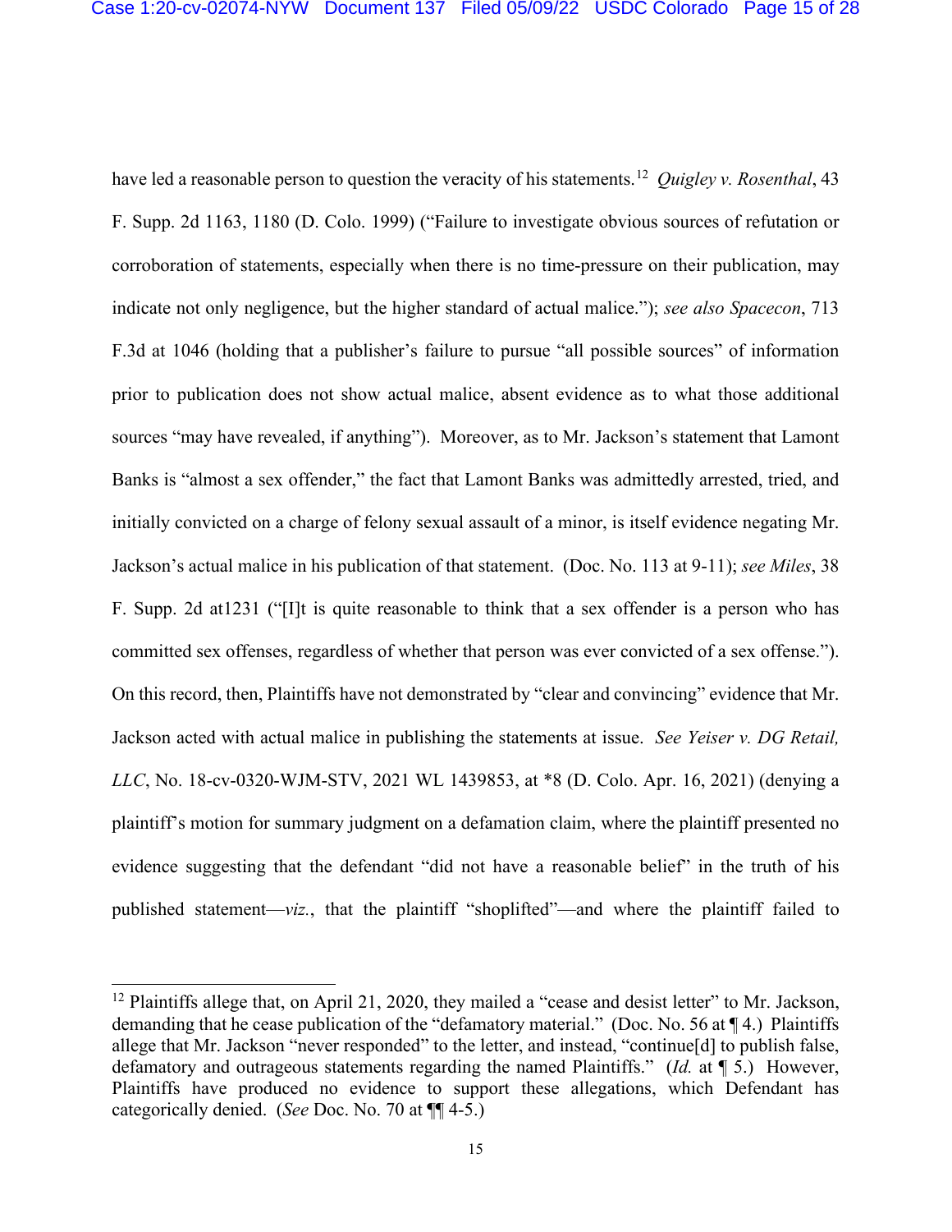have led a reasonable person to question the veracity of his statements.[12] *Quigley v. Rosenthal*, 43 F. Supp. 2d 1163, 1180 (D. Colo. 1999) ("Failure to investigate obvious sources of refutation or corroboration of statements, especially when there is no time-pressure on their publication, may indicate not only negligence, but the higher standard of actual malice."); *see also Spacecon*, 713 F.3d at 1046 (holding that a publisher's failure to pursue "all possible sources" of information prior to publication does not show actual malice, absent evidence as to what those additional sources "may have revealed, if anything"). Moreover, as to Mr. Jackson's statement that Lamont Banks is "almost a sex offender," the fact that Lamont Banks was admittedly arrested, tried, and initially convicted on a charge of felony sexual assault of a minor, is itself evidence negating Mr. Jackson's actual malice in his publication of that statement. (Doc. No. 113 at 9-11); *see Miles*, 38 F. Supp. 2d at1231 ("[I]t is quite reasonable to think that a sex offender is a person who has committed sex offenses, regardless of whether that person was ever convicted of a sex offense."). On this record, then, Plaintiffs have not demonstrated by "clear and convincing" evidence that Mr. Jackson acted with actual malice in publishing the statements at issue. *See Yeiser v. DG Retail, LLC*, No. 18-cv-0320-WJM-STV, 2021 WL 1439853, at *8 (D. Colo. Apr. 16, 2021) (denying a plaintiff's motion for summary judgment on a defamation claim, where the plaintiff presented no evidence suggesting that the defendant "did not have a reasonable belief" in the truth of his published statement—*viz.*, that the plaintiff "shoplifted"—and where the plaintiff failed to

---

[12] Plaintiffs allege that, on April 21, 2020, they mailed a "cease and desist letter" to Mr. Jackson, demanding that he cease publication of the "defamatory material." (Doc. No. 56 at ¶ 4.) Plaintiffs allege that Mr. Jackson "never responded" to the letter, and instead, "continue[d] to publish false, defamatory and outrageous statements regarding the named Plaintiffs." (*Id.* at ¶ 5.) However, Plaintiffs have produced no evidence to support these allegations, which Defendant has categorically denied. (*See* Doc. No. 70 at ¶¶ 4-5.)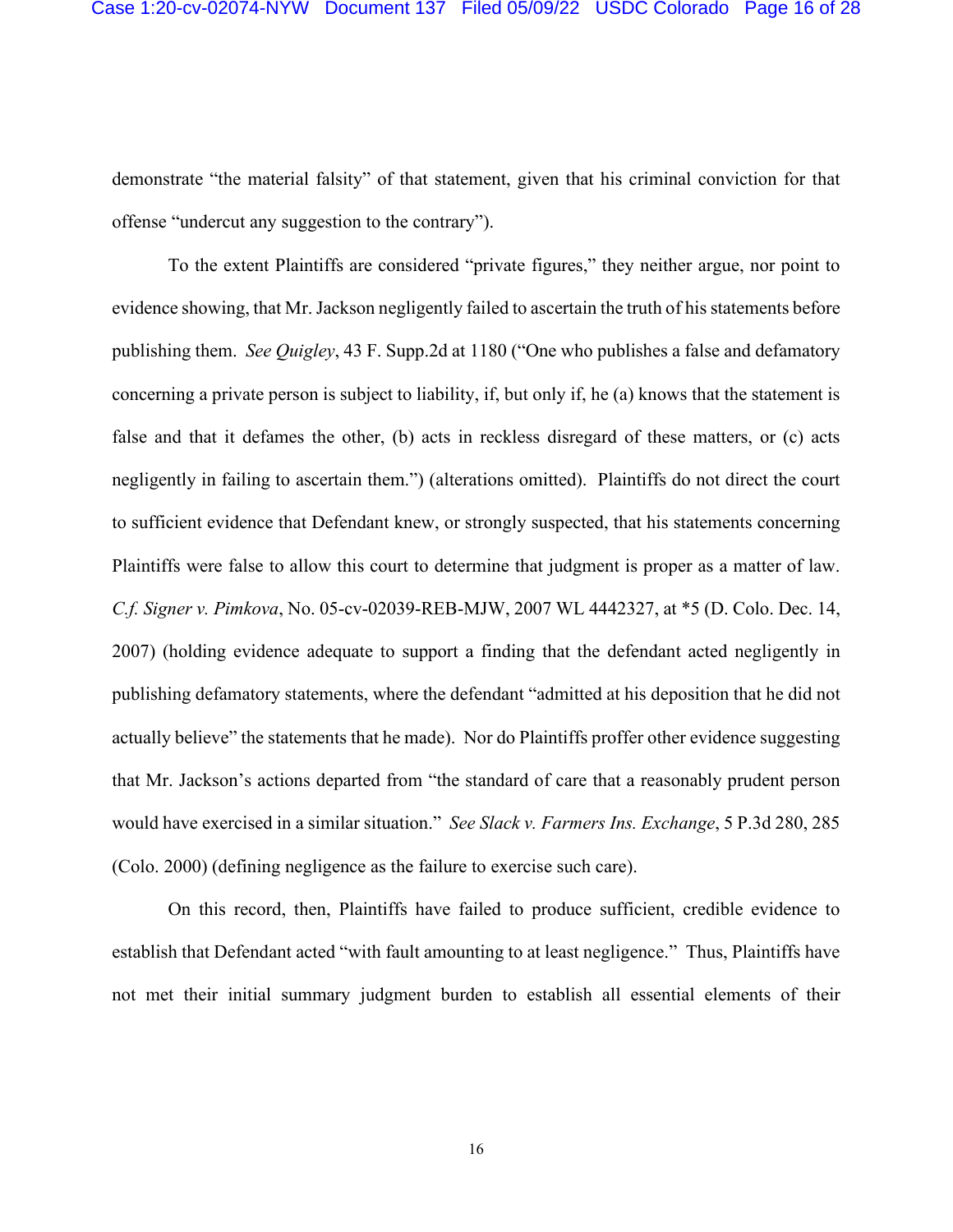demonstrate "the material falsity" of that statement, given that his criminal conviction for that offense "undercut any suggestion to the contrary").

To the extent Plaintiffs are considered "private figures," they neither argue, nor point to evidence showing, that Mr. Jackson negligently failed to ascertain the truth of his statements before publishing them. *See Quigley*, 43 F. Supp.2d at 1180 ("One who publishes a false and defamatory concerning a private person is subject to liability, if, but only if, he (a) knows that the statement is false and that it defames the other, (b) acts in reckless disregard of these matters, or (c) acts negligently in failing to ascertain them.") (alterations omitted). Plaintiffs do not direct the court to sufficient evidence that Defendant knew, or strongly suspected, that his statements concerning Plaintiffs were false to allow this court to determine that judgment is proper as a matter of law. *C.f. Signer v. Pimkova*, No. 05-cv-02039-REB-MJW, 2007 WL 4442327, at *5 (D. Colo. Dec. 14, 2007) (holding evidence adequate to support a finding that the defendant acted negligently in publishing defamatory statements, where the defendant "admitted at his deposition that he did not actually believe" the statements that he made). Nor do Plaintiffs proffer other evidence suggesting that Mr. Jackson's actions departed from "the standard of care that a reasonably prudent person would have exercised in a similar situation." *See Slack v. Farmers Ins. Exchange*, 5 P.3d 280, 285 (Colo. 2000) (defining negligence as the failure to exercise such care).

On this record, then, Plaintiffs have failed to produce sufficient, credible evidence to establish that Defendant acted "with fault amounting to at least negligence." Thus, Plaintiffs have not met their initial summary judgment burden to establish all essential elements of their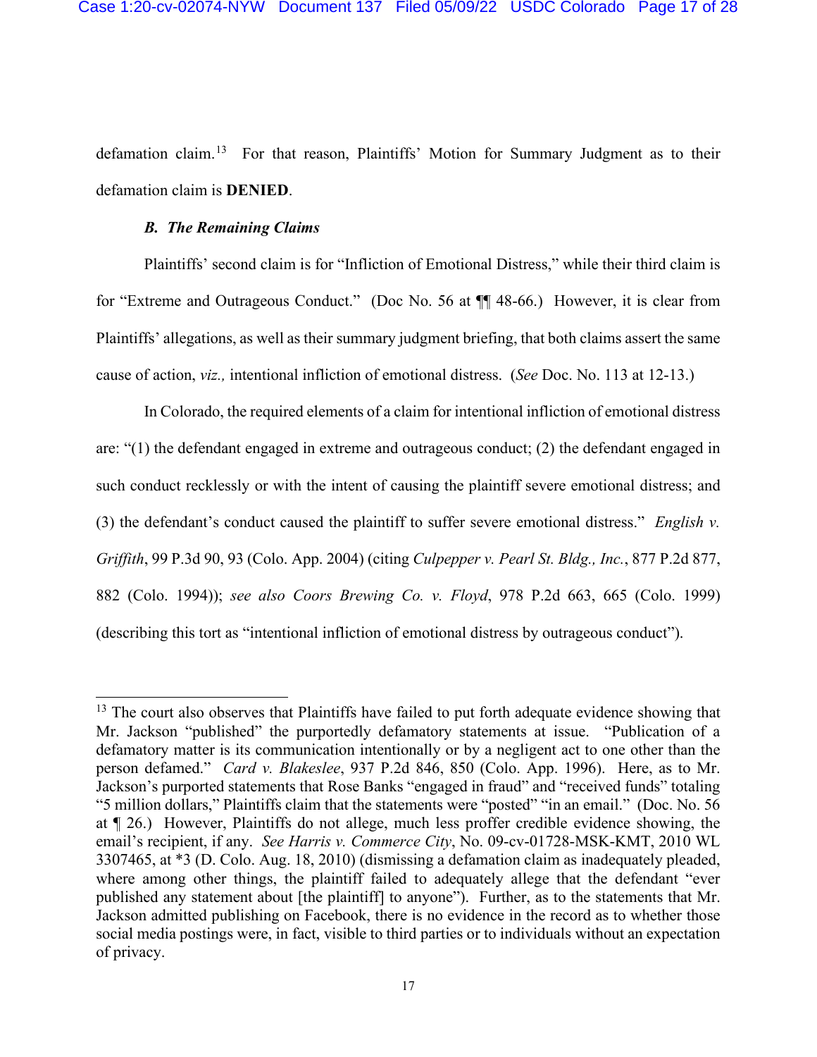defamation claim.[13] For that reason, Plaintiffs' Motion for Summary Judgment as to their defamation claim is **DENIED**.

### *B. The Remaining Claims*

Plaintiffs' second claim is for "Infliction of Emotional Distress," while their third claim is for "Extreme and Outrageous Conduct." (Doc No. 56 at ¶¶ 48-66.) However, it is clear from Plaintiffs' allegations, as well as their summary judgment briefing, that both claims assert the same cause of action, *viz.,* intentional infliction of emotional distress. (*See* Doc. No. 113 at 12-13.)

In Colorado, the required elements of a claim for intentional infliction of emotional distress are: "(1) the defendant engaged in extreme and outrageous conduct; (2) the defendant engaged in such conduct recklessly or with the intent of causing the plaintiff severe emotional distress; and (3) the defendant's conduct caused the plaintiff to suffer severe emotional distress." *English v. Griffith*, 99 P.3d 90, 93 (Colo. App. 2004) (citing *Culpepper v. Pearl St. Bldg., Inc.*, 877 P.2d 877, 882 (Colo. 1994)); *see also Coors Brewing Co. v. Floyd*, 978 P.2d 663, 665 (Colo. 1999) (describing this tort as "intentional infliction of emotional distress by outrageous conduct").

---

[13] The court also observes that Plaintiffs have failed to put forth adequate evidence showing that Mr. Jackson "published" the purportedly defamatory statements at issue. "Publication of a defamatory matter is its communication intentionally or by a negligent act to one other than the person defamed." *Card v. Blakeslee*, 937 P.2d 846, 850 (Colo. App. 1996). Here, as to Mr. Jackson's purported statements that Rose Banks "engaged in fraud" and "received funds" totaling "5 million dollars," Plaintiffs claim that the statements were "posted" "in an email." (Doc. No. 56 at ¶ 26.) However, Plaintiffs do not allege, much less proffer credible evidence showing, the email's recipient, if any. *See Harris v. Commerce City*, No. 09-cv-01728-MSK-KMT, 2010 WL 3307465, at *3 (D. Colo. Aug. 18, 2010) (dismissing a defamation claim as inadequately pleaded, where among other things, the plaintiff failed to adequately allege that the defendant "ever published any statement about [the plaintiff] to anyone"). Further, as to the statements that Mr. Jackson admitted publishing on Facebook, there is no evidence in the record as to whether those social media postings were, in fact, visible to third parties or to individuals without an expectation of privacy.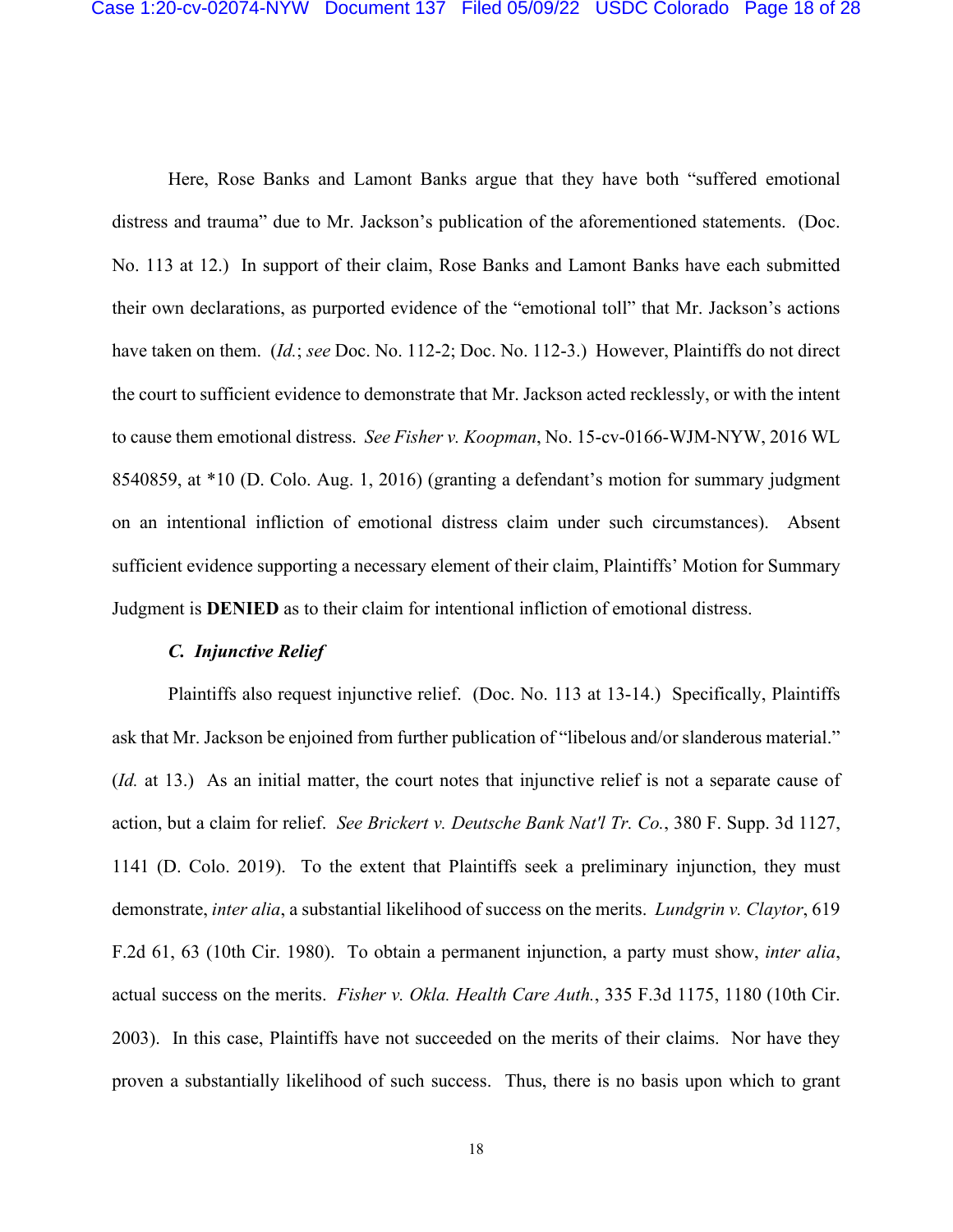Here, Rose Banks and Lamont Banks argue that they have both "suffered emotional distress and trauma" due to Mr. Jackson's publication of the aforementioned statements. (Doc. No. 113 at 12.) In support of their claim, Rose Banks and Lamont Banks have each submitted their own declarations, as purported evidence of the "emotional toll" that Mr. Jackson's actions have taken on them. (*Id.*; *see* Doc. No. 112-2; Doc. No. 112-3.) However, Plaintiffs do not direct the court to sufficient evidence to demonstrate that Mr. Jackson acted recklessly, or with the intent to cause them emotional distress. *See Fisher v. Koopman*, No. 15-cv-0166-WJM-NYW, 2016 WL 8540859, at *10 (D. Colo. Aug. 1, 2016) (granting a defendant's motion for summary judgment on an intentional infliction of emotional distress claim under such circumstances). Absent sufficient evidence supporting a necessary element of their claim, Plaintiffs' Motion for Summary Judgment is **DENIED** as to their claim for intentional infliction of emotional distress.

### *C. Injunctive Relief*

Plaintiffs also request injunctive relief. (Doc. No. 113 at 13-14.) Specifically, Plaintiffs ask that Mr. Jackson be enjoined from further publication of "libelous and/or slanderous material." (*Id.* at 13.) As an initial matter, the court notes that injunctive relief is not a separate cause of action, but a claim for relief. *See Brickert v. Deutsche Bank Nat'l Tr. Co.*, 380 F. Supp. 3d 1127, 1141 (D. Colo. 2019). To the extent that Plaintiffs seek a preliminary injunction, they must demonstrate, *inter alia*, a substantial likelihood of success on the merits. *Lundgrin v. Claytor*, 619 F.2d 61, 63 (10th Cir. 1980). To obtain a permanent injunction, a party must show, *inter alia*, actual success on the merits. *Fisher v. Okla. Health Care Auth.*, 335 F.3d 1175, 1180 (10th Cir. 2003). In this case, Plaintiffs have not succeeded on the merits of their claims. Nor have they proven a substantially likelihood of such success. Thus, there is no basis upon which to grant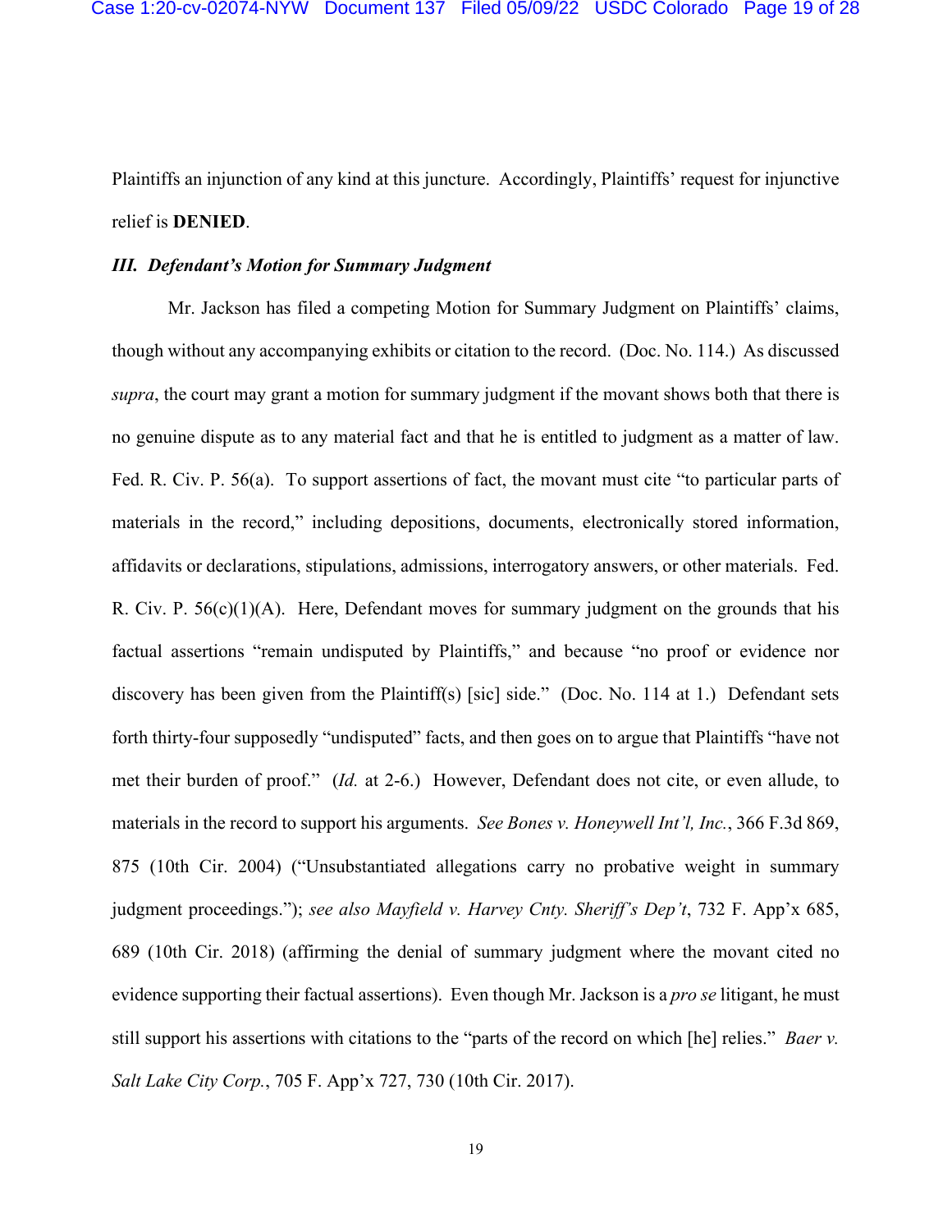Plaintiffs an injunction of any kind at this juncture. Accordingly, Plaintiffs' request for injunctive relief is **DENIED**.

### ***III. Defendant's Motion for Summary Judgment***

Mr. Jackson has filed a competing Motion for Summary Judgment on Plaintiffs' claims, though without any accompanying exhibits or citation to the record. (Doc. No. 114.) As discussed *supra*, the court may grant a motion for summary judgment if the movant shows both that there is no genuine dispute as to any material fact and that he is entitled to judgment as a matter of law. Fed. R. Civ. P. 56(a). To support assertions of fact, the movant must cite "to particular parts of materials in the record," including depositions, documents, electronically stored information, affidavits or declarations, stipulations, admissions, interrogatory answers, or other materials. Fed. R. Civ. P. 56(c)(1)(A). Here, Defendant moves for summary judgment on the grounds that his factual assertions "remain undisputed by Plaintiffs," and because "no proof or evidence nor discovery has been given from the Plaintiff(s) [sic] side." (Doc. No. 114 at 1.) Defendant sets forth thirty-four supposedly "undisputed" facts, and then goes on to argue that Plaintiffs "have not met their burden of proof." (*Id.* at 2-6.) However, Defendant does not cite, or even allude, to materials in the record to support his arguments. *See Bones v. Honeywell Int'l, Inc.*, 366 F.3d 869, 875 (10th Cir. 2004) ("Unsubstantiated allegations carry no probative weight in summary judgment proceedings."); *see also Mayfield v. Harvey Cnty. Sheriff's Dep't*, 732 F. App'x 685, 689 (10th Cir. 2018) (affirming the denial of summary judgment where the movant cited no evidence supporting their factual assertions). Even though Mr. Jackson is a *pro se* litigant, he must still support his assertions with citations to the "parts of the record on which [he] relies." *Baer v. Salt Lake City Corp.*, 705 F. App'x 727, 730 (10th Cir. 2017).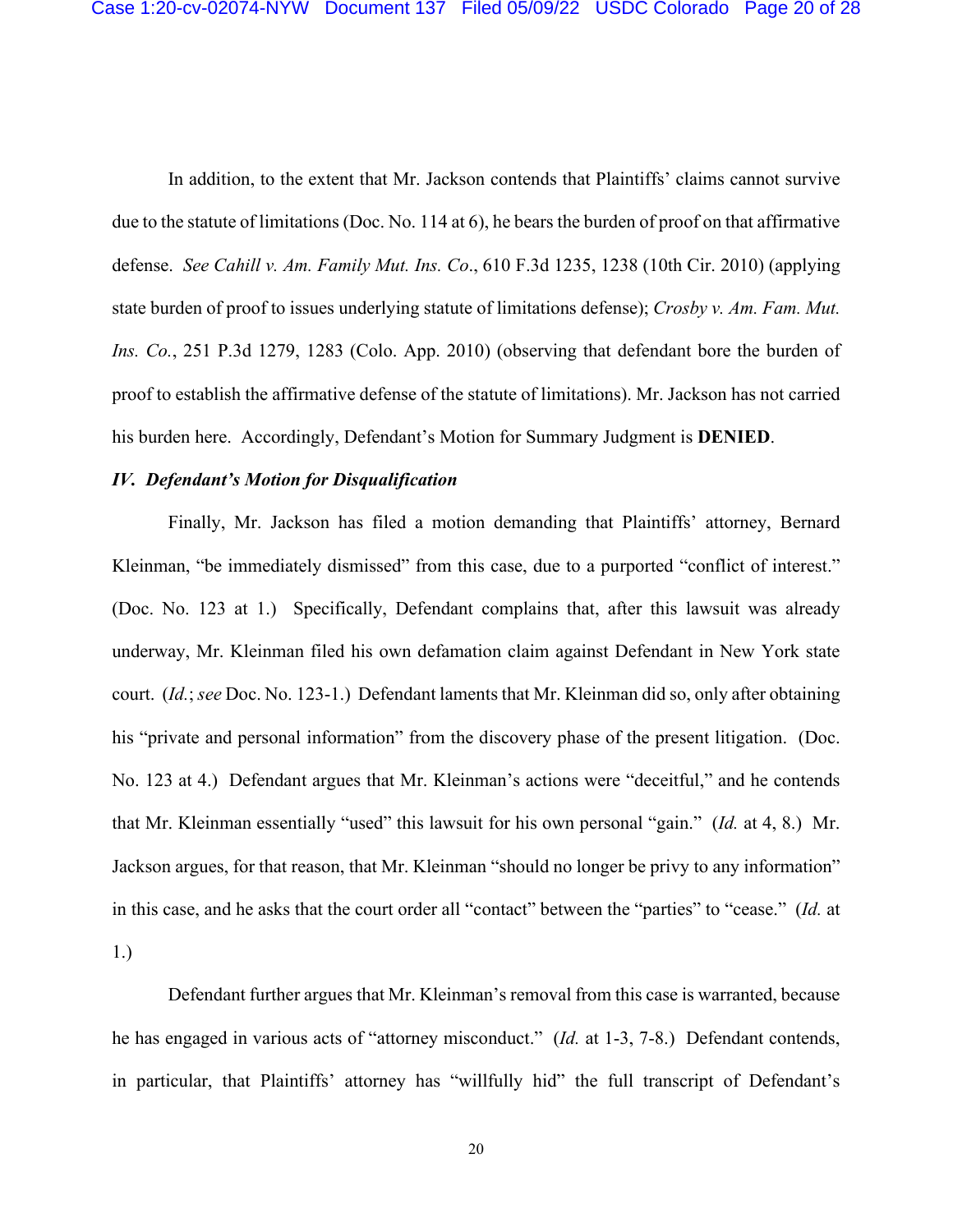In addition, to the extent that Mr. Jackson contends that Plaintiffs' claims cannot survive due to the statute of limitations (Doc. No. 114 at 6), he bears the burden of proof on that affirmative defense. *See Cahill v. Am. Family Mut. Ins. Co*., 610 F.3d 1235, 1238 (10th Cir. 2010) (applying state burden of proof to issues underlying statute of limitations defense); *Crosby v. Am. Fam. Mut. Ins. Co.*, 251 P.3d 1279, 1283 (Colo. App. 2010) (observing that defendant bore the burden of proof to establish the affirmative defense of the statute of limitations). Mr. Jackson has not carried his burden here. Accordingly, Defendant's Motion for Summary Judgment is **DENIED**.

***IV. Defendant's Motion for Disqualification***

Finally, Mr. Jackson has filed a motion demanding that Plaintiffs' attorney, Bernard Kleinman, "be immediately dismissed" from this case, due to a purported "conflict of interest." (Doc. No. 123 at 1.) Specifically, Defendant complains that, after this lawsuit was already underway, Mr. Kleinman filed his own defamation claim against Defendant in New York state court. (*Id.*; *see* Doc. No. 123-1.) Defendant laments that Mr. Kleinman did so, only after obtaining his "private and personal information" from the discovery phase of the present litigation. (Doc. No. 123 at 4.) Defendant argues that Mr. Kleinman's actions were "deceitful," and he contends that Mr. Kleinman essentially "used" this lawsuit for his own personal "gain." (*Id.* at 4, 8.) Mr. Jackson argues, for that reason, that Mr. Kleinman "should no longer be privy to any information" in this case, and he asks that the court order all "contact" between the "parties" to "cease." (*Id.* at 1.)

Defendant further argues that Mr. Kleinman's removal from this case is warranted, because he has engaged in various acts of "attorney misconduct." (*Id.* at 1-3, 7-8.) Defendant contends, in particular, that Plaintiffs' attorney has "willfully hid" the full transcript of Defendant's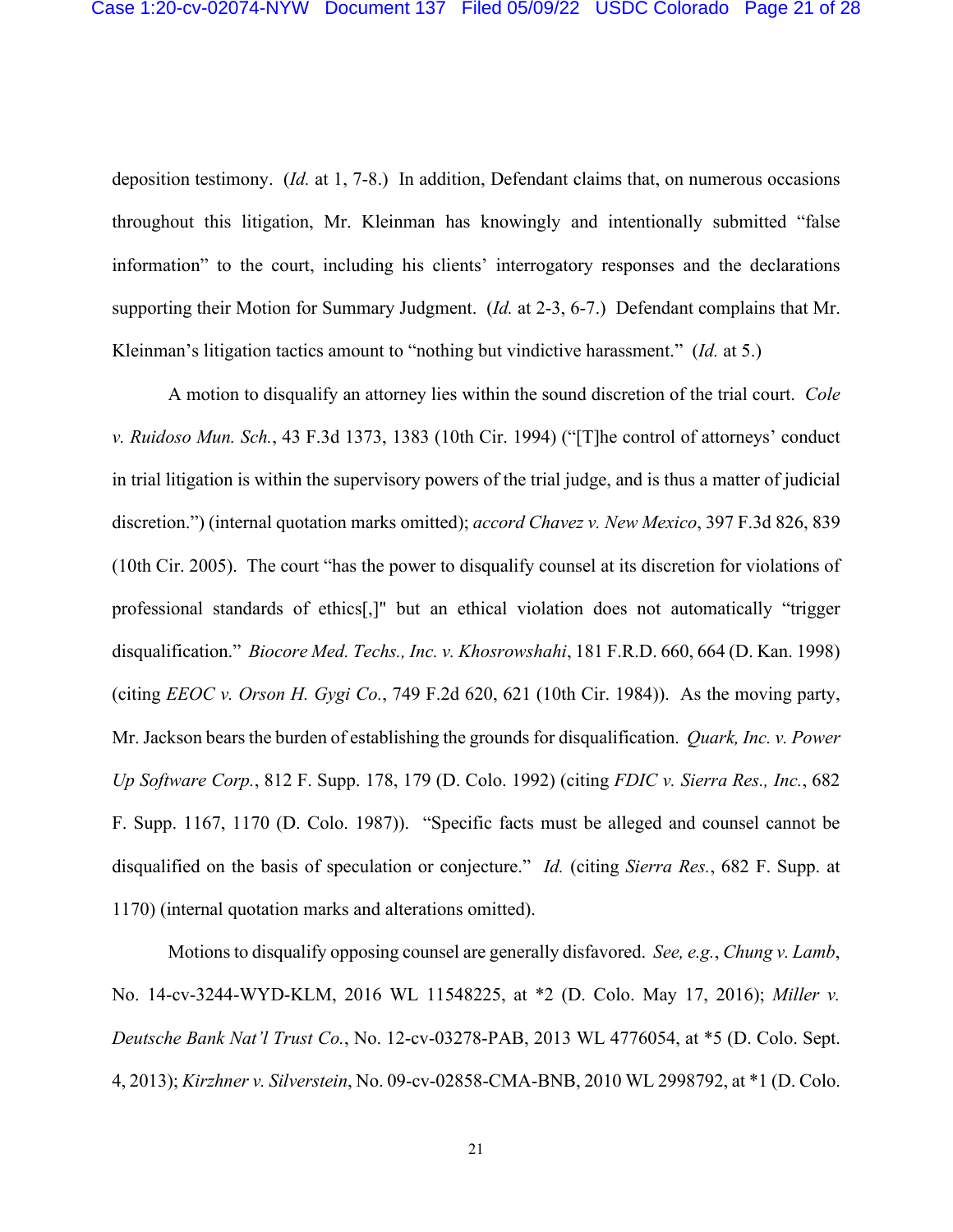deposition testimony. (*Id.* at 1, 7-8.) In addition, Defendant claims that, on numerous occasions throughout this litigation, Mr. Kleinman has knowingly and intentionally submitted "false information" to the court, including his clients' interrogatory responses and the declarations supporting their Motion for Summary Judgment. (*Id.* at 2-3, 6-7.) Defendant complains that Mr. Kleinman's litigation tactics amount to "nothing but vindictive harassment." (*Id.* at 5.)

A motion to disqualify an attorney lies within the sound discretion of the trial court. *Cole v. Ruidoso Mun. Sch.*, 43 F.3d 1373, 1383 (10th Cir. 1994) ("[T]he control of attorneys' conduct in trial litigation is within the supervisory powers of the trial judge, and is thus a matter of judicial discretion.") (internal quotation marks omitted); *accord Chavez v. New Mexico*, 397 F.3d 826, 839 (10th Cir. 2005). The court "has the power to disqualify counsel at its discretion for violations of professional standards of ethics[,]" but an ethical violation does not automatically "trigger disqualification." *Biocore Med. Techs., Inc. v. Khosrowshahi*, 181 F.R.D. 660, 664 (D. Kan. 1998) (citing *EEOC v. Orson H. Gygi Co.*, 749 F.2d 620, 621 (10th Cir. 1984)). As the moving party, Mr. Jackson bears the burden of establishing the grounds for disqualification. *Quark, Inc. v. Power Up Software Corp.*, 812 F. Supp. 178, 179 (D. Colo. 1992) (citing *FDIC v. Sierra Res., Inc.*, 682 F. Supp. 1167, 1170 (D. Colo. 1987)). "Specific facts must be alleged and counsel cannot be disqualified on the basis of speculation or conjecture." *Id.* (citing *Sierra Res.*, 682 F. Supp. at 1170) (internal quotation marks and alterations omitted).

Motions to disqualify opposing counsel are generally disfavored. *See, e.g.*, *Chung v. Lamb*, No. 14-cv-3244-WYD-KLM, 2016 WL 11548225, at *2 (D. Colo. May 17, 2016); *Miller v. Deutsche Bank Nat'l Trust Co.*, No. 12-cv-03278-PAB, 2013 WL 4776054, at *5 (D. Colo. Sept. 4, 2013); *Kirzhner v. Silverstein*, No. 09-cv-02858-CMA-BNB, 2010 WL 2998792, at *1 (D. Colo.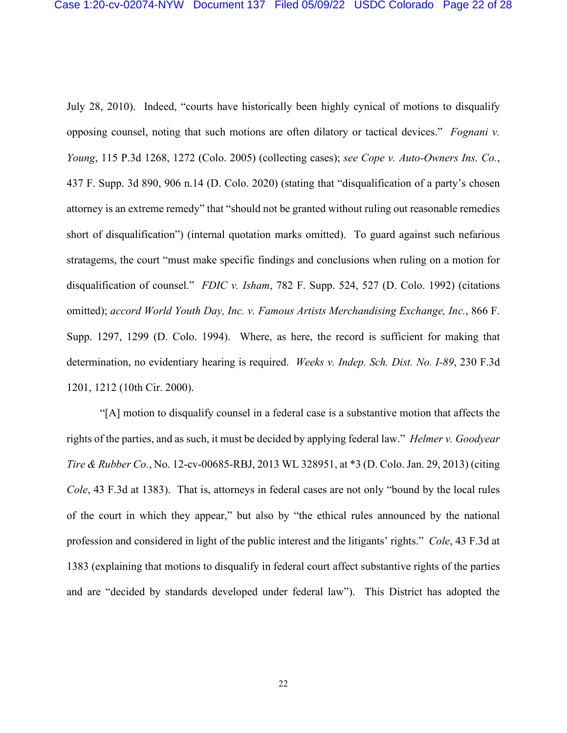July 28, 2010). Indeed, "courts have historically been highly cynical of motions to disqualify opposing counsel, noting that such motions are often dilatory or tactical devices." *Fognani v. Young*, 115 P.3d 1268, 1272 (Colo. 2005) (collecting cases); *see Cope v. Auto-Owners Ins. Co.*, 437 F. Supp. 3d 890, 906 n.14 (D. Colo. 2020) (stating that "disqualification of a party's chosen attorney is an extreme remedy" that "should not be granted without ruling out reasonable remedies short of disqualification") (internal quotation marks omitted). To guard against such nefarious stratagems, the court "must make specific findings and conclusions when ruling on a motion for disqualification of counsel." *FDIC v. Isham*, 782 F. Supp. 524, 527 (D. Colo. 1992) (citations omitted); *accord World Youth Day, Inc. v. Famous Artists Merchandising Exchange, Inc.*, 866 F. Supp. 1297, 1299 (D. Colo. 1994). Where, as here, the record is sufficient for making that determination, no evidentiary hearing is required. *Weeks v. Indep. Sch. Dist. No. I-89*, 230 F.3d 1201, 1212 (10th Cir. 2000).

"[A] motion to disqualify counsel in a federal case is a substantive motion that affects the rights of the parties, and as such, it must be decided by applying federal law." *Helmer v. Goodyear Tire & Rubber Co.*, No. 12-cv-00685-RBJ, 2013 WL 328951, at *3 (D. Colo. Jan. 29, 2013) (citing *Cole*, 43 F.3d at 1383). That is, attorneys in federal cases are not only "bound by the local rules of the court in which they appear," but also by "the ethical rules announced by the national profession and considered in light of the public interest and the litigants' rights." *Cole*, 43 F.3d at 1383 (explaining that motions to disqualify in federal court affect substantive rights of the parties and are "decided by standards developed under federal law"). This District has adopted the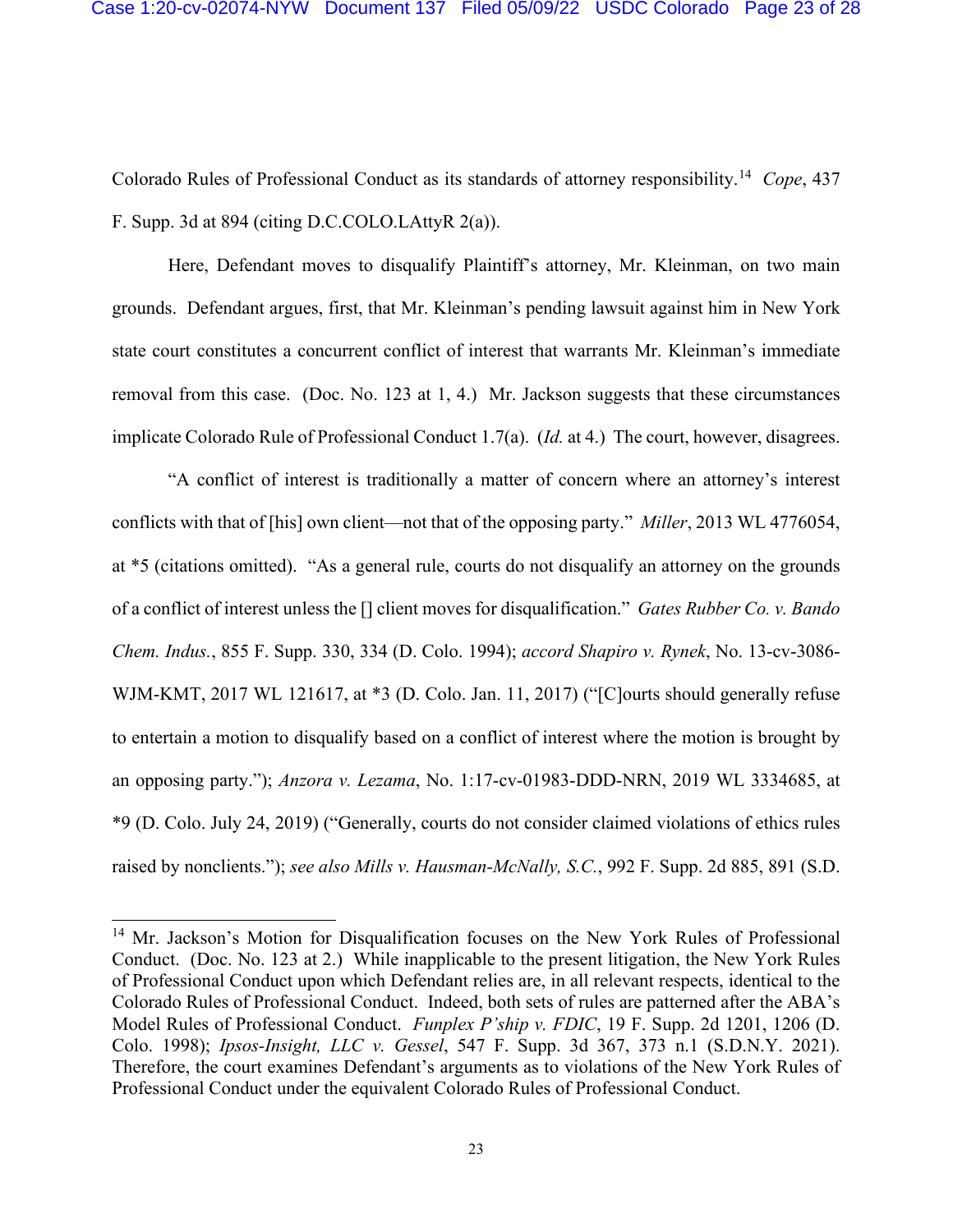Colorado Rules of Professional Conduct as its standards of attorney responsibility.[14] *Cope*, 437 F. Supp. 3d at 894 (citing D.C.COLO.LAttyR 2(a)).

Here, Defendant moves to disqualify Plaintiff's attorney, Mr. Kleinman, on two main grounds. Defendant argues, first, that Mr. Kleinman's pending lawsuit against him in New York state court constitutes a concurrent conflict of interest that warrants Mr. Kleinman's immediate removal from this case. (Doc. No. 123 at 1, 4.) Mr. Jackson suggests that these circumstances implicate Colorado Rule of Professional Conduct 1.7(a). (*Id.* at 4.) The court, however, disagrees.

"A conflict of interest is traditionally a matter of concern where an attorney's interest conflicts with that of [his] own client—not that of the opposing party." *Miller*, 2013 WL 4776054, at *5 (citations omitted). "As a general rule, courts do not disqualify an attorney on the grounds of a conflict of interest unless the [] client moves for disqualification." *Gates Rubber Co. v. Bando Chem. Indus.*, 855 F. Supp. 330, 334 (D. Colo. 1994); *accord Shapiro v. Rynek*, No. 13-cv-3086-WJM-KMT, 2017 WL 121617, at *3 (D. Colo. Jan. 11, 2017) ("[C]ourts should generally refuse to entertain a motion to disqualify based on a conflict of interest where the motion is brought by an opposing party."); *Anzora v. Lezama*, No. 1:17-cv-01983-DDD-NRN, 2019 WL 3334685, at *9 (D. Colo. July 24, 2019) ("Generally, courts do not consider claimed violations of ethics rules raised by nonclients."); *see also Mills v. Hausman-McNally, S.C.*, 992 F. Supp. 2d 885, 891 (S.D.

---

[14] Mr. Jackson's Motion for Disqualification focuses on the New York Rules of Professional Conduct. (Doc. No. 123 at 2.) While inapplicable to the present litigation, the New York Rules of Professional Conduct upon which Defendant relies are, in all relevant respects, identical to the Colorado Rules of Professional Conduct. Indeed, both sets of rules are patterned after the ABA's Model Rules of Professional Conduct. *Funplex P'ship v. FDIC*, 19 F. Supp. 2d 1201, 1206 (D. Colo. 1998); *Ipsos-Insight, LLC v. Gessel*, 547 F. Supp. 3d 367, 373 n.1 (S.D.N.Y. 2021). Therefore, the court examines Defendant's arguments as to violations of the New York Rules of Professional Conduct under the equivalent Colorado Rules of Professional Conduct.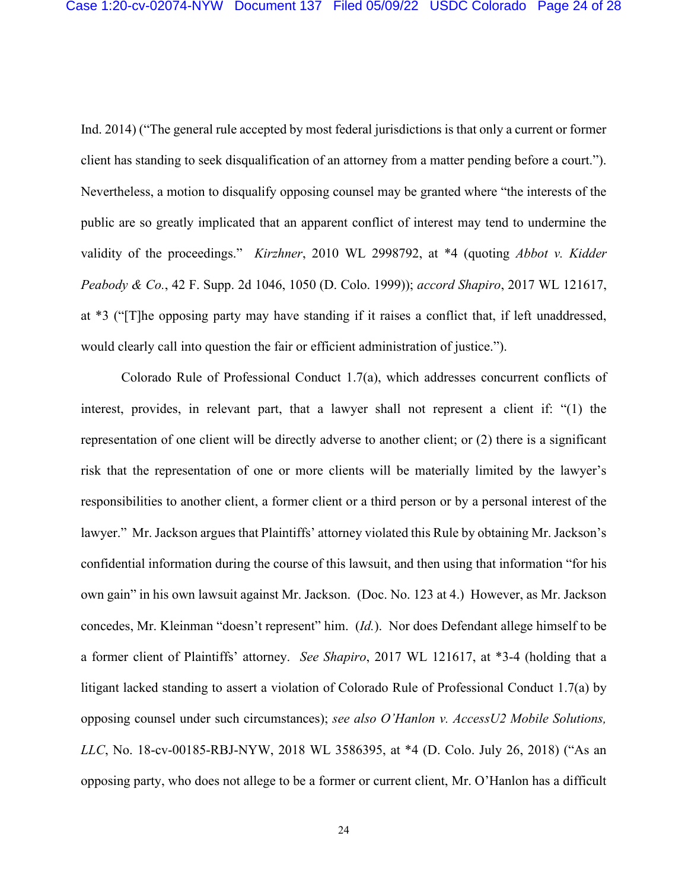Ind. 2014) ("The general rule accepted by most federal jurisdictions is that only a current or former client has standing to seek disqualification of an attorney from a matter pending before a court."). Nevertheless, a motion to disqualify opposing counsel may be granted where "the interests of the public are so greatly implicated that an apparent conflict of interest may tend to undermine the validity of the proceedings." *Kirzhner*, 2010 WL 2998792, at *4 (quoting *Abbot v. Kidder Peabody & Co.*, 42 F. Supp. 2d 1046, 1050 (D. Colo. 1999)); *accord Shapiro*, 2017 WL 121617, at *3 ("[T]he opposing party may have standing if it raises a conflict that, if left unaddressed, would clearly call into question the fair or efficient administration of justice.").

Colorado Rule of Professional Conduct 1.7(a), which addresses concurrent conflicts of interest, provides, in relevant part, that a lawyer shall not represent a client if: "(1) the representation of one client will be directly adverse to another client; or (2) there is a significant risk that the representation of one or more clients will be materially limited by the lawyer's responsibilities to another client, a former client or a third person or by a personal interest of the lawyer." Mr. Jackson argues that Plaintiffs' attorney violated this Rule by obtaining Mr. Jackson's confidential information during the course of this lawsuit, and then using that information "for his own gain" in his own lawsuit against Mr. Jackson. (Doc. No. 123 at 4.) However, as Mr. Jackson concedes, Mr. Kleinman "doesn't represent" him. (*Id.*). Nor does Defendant allege himself to be a former client of Plaintiffs' attorney. *See Shapiro*, 2017 WL 121617, at *3-4 (holding that a litigant lacked standing to assert a violation of Colorado Rule of Professional Conduct 1.7(a) by opposing counsel under such circumstances); *see also O'Hanlon v. AccessU2 Mobile Solutions, LLC*, No. 18-cv-00185-RBJ-NYW, 2018 WL 3586395, at *4 (D. Colo. July 26, 2018) ("As an opposing party, who does not allege to be a former or current client, Mr. O'Hanlon has a difficult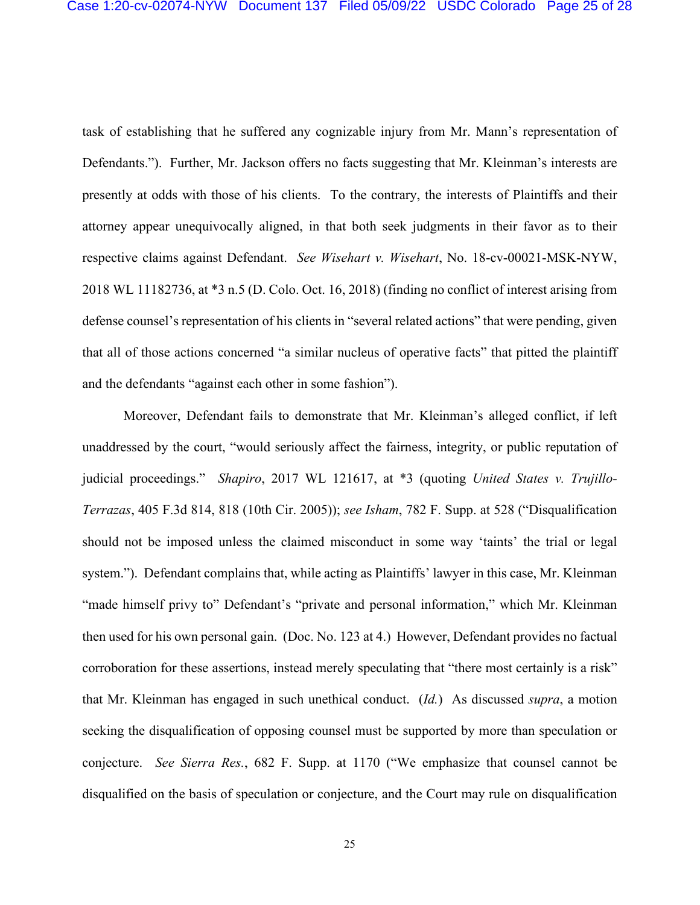task of establishing that he suffered any cognizable injury from Mr. Mann's representation of Defendants."). Further, Mr. Jackson offers no facts suggesting that Mr. Kleinman's interests are presently at odds with those of his clients. To the contrary, the interests of Plaintiffs and their attorney appear unequivocally aligned, in that both seek judgments in their favor as to their respective claims against Defendant. *See Wisehart v. Wisehart*, No. 18-cv-00021-MSK-NYW, 2018 WL 11182736, at *3 n.5 (D. Colo. Oct. 16, 2018) (finding no conflict of interest arising from defense counsel's representation of his clients in "several related actions" that were pending, given that all of those actions concerned "a similar nucleus of operative facts" that pitted the plaintiff and the defendants "against each other in some fashion").

Moreover, Defendant fails to demonstrate that Mr. Kleinman's alleged conflict, if left unaddressed by the court, "would seriously affect the fairness, integrity, or public reputation of judicial proceedings." *Shapiro*, 2017 WL 121617, at *3 (quoting *United States v. Trujillo-Terrazas*, 405 F.3d 814, 818 (10th Cir. 2005)); *see Isham*, 782 F. Supp. at 528 ("Disqualification should not be imposed unless the claimed misconduct in some way 'taints' the trial or legal system."). Defendant complains that, while acting as Plaintiffs' lawyer in this case, Mr. Kleinman "made himself privy to" Defendant's "private and personal information," which Mr. Kleinman then used for his own personal gain. (Doc. No. 123 at 4.) However, Defendant provides no factual corroboration for these assertions, instead merely speculating that "there most certainly is a risk" that Mr. Kleinman has engaged in such unethical conduct. (*Id.*) As discussed *supra*, a motion seeking the disqualification of opposing counsel must be supported by more than speculation or conjecture. *See Sierra Res.*, 682 F. Supp. at 1170 ("We emphasize that counsel cannot be disqualified on the basis of speculation or conjecture, and the Court may rule on disqualification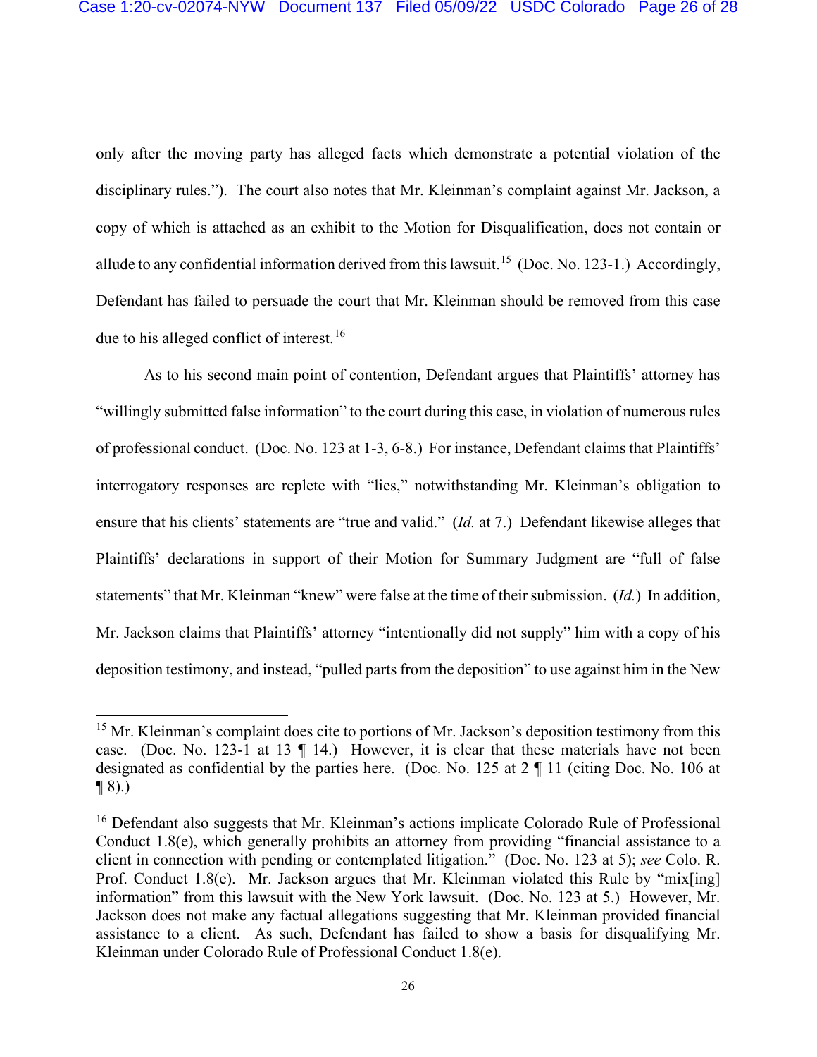only after the moving party has alleged facts which demonstrate a potential violation of the disciplinary rules."). The court also notes that Mr. Kleinman's complaint against Mr. Jackson, a copy of which is attached as an exhibit to the Motion for Disqualification, does not contain or allude to any confidential information derived from this lawsuit.[15] (Doc. No. 123-1.) Accordingly, Defendant has failed to persuade the court that Mr. Kleinman should be removed from this case due to his alleged conflict of interest.[16]

As to his second main point of contention, Defendant argues that Plaintiffs' attorney has "willingly submitted false information" to the court during this case, in violation of numerous rules of professional conduct. (Doc. No. 123 at 1-3, 6-8.) For instance, Defendant claims that Plaintiffs' interrogatory responses are replete with "lies," notwithstanding Mr. Kleinman's obligation to ensure that his clients' statements are "true and valid." (*Id.* at 7.) Defendant likewise alleges that Plaintiffs' declarations in support of their Motion for Summary Judgment are "full of false statements" that Mr. Kleinman "knew" were false at the time of their submission. (*Id.*) In addition, Mr. Jackson claims that Plaintiffs' attorney "intentionally did not supply" him with a copy of his deposition testimony, and instead, "pulled parts from the deposition" to use against him in the New

---

[15] Mr. Kleinman's complaint does cite to portions of Mr. Jackson's deposition testimony from this case. (Doc. No. 123-1 at 13 ¶ 14.) However, it is clear that these materials have not been designated as confidential by the parties here. (Doc. No. 125 at 2 ¶ 11 (citing Doc. No. 106 at ¶ 8).)

[16] Defendant also suggests that Mr. Kleinman's actions implicate Colorado Rule of Professional Conduct 1.8(e), which generally prohibits an attorney from providing "financial assistance to a client in connection with pending or contemplated litigation." (Doc. No. 123 at 5); *see* Colo. R. Prof. Conduct 1.8(e). Mr. Jackson argues that Mr. Kleinman violated this Rule by "mix[ing] information" from this lawsuit with the New York lawsuit. (Doc. No. 123 at 5.) However, Mr. Jackson does not make any factual allegations suggesting that Mr. Kleinman provided financial assistance to a client. As such, Defendant has failed to show a basis for disqualifying Mr. Kleinman under Colorado Rule of Professional Conduct 1.8(e).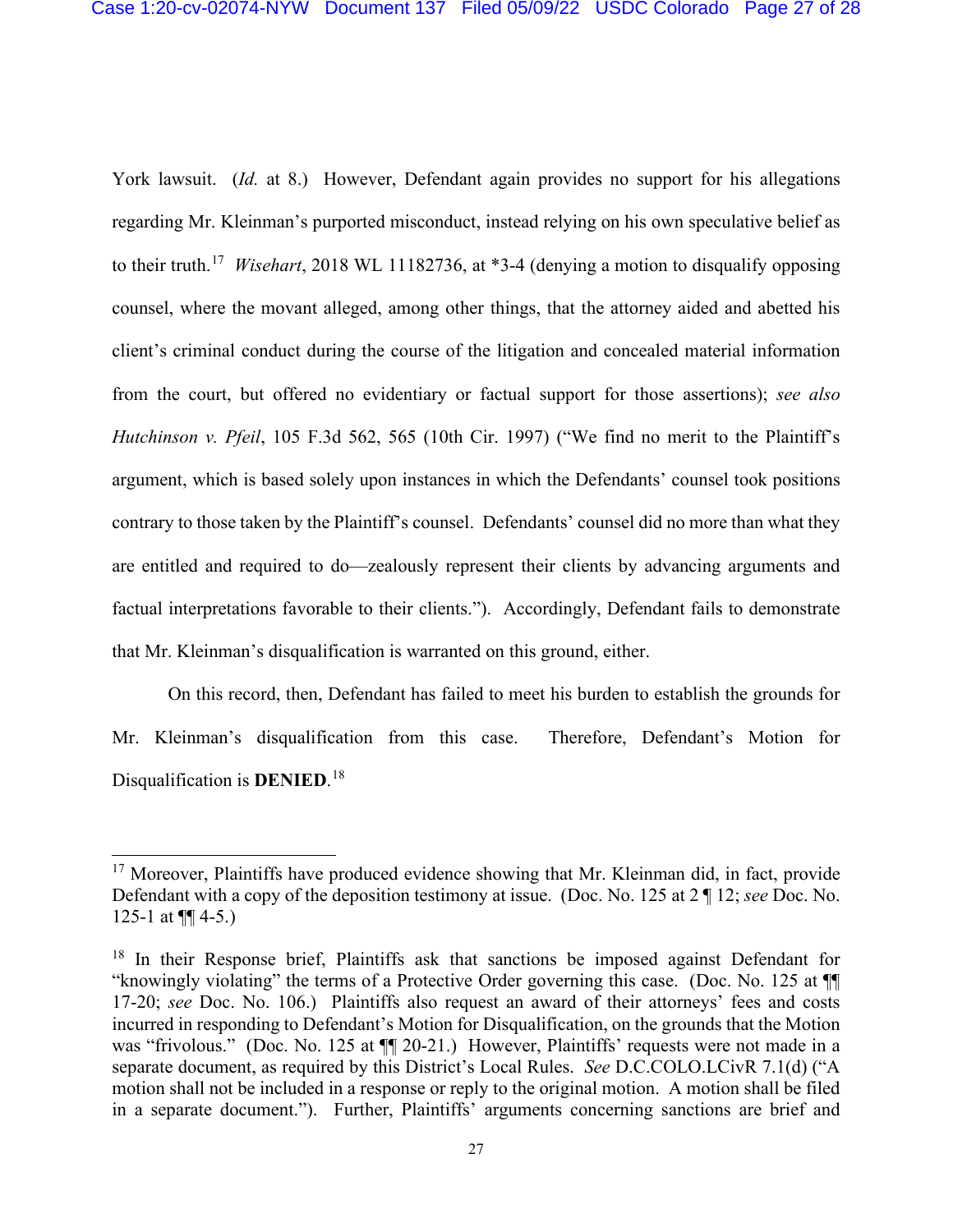York lawsuit. (*Id.* at 8.) However, Defendant again provides no support for his allegations regarding Mr. Kleinman's purported misconduct, instead relying on his own speculative belief as to their truth.[17] *Wisehart*, 2018 WL 11182736, at *3-4 (denying a motion to disqualify opposing counsel, where the movant alleged, among other things, that the attorney aided and abetted his client's criminal conduct during the course of the litigation and concealed material information from the court, but offered no evidentiary or factual support for those assertions); *see also Hutchinson v. Pfeil*, 105 F.3d 562, 565 (10th Cir. 1997) ("We find no merit to the Plaintiff's argument, which is based solely upon instances in which the Defendants' counsel took positions contrary to those taken by the Plaintiff's counsel. Defendants' counsel did no more than what they are entitled and required to do—zealously represent their clients by advancing arguments and factual interpretations favorable to their clients."). Accordingly, Defendant fails to demonstrate that Mr. Kleinman's disqualification is warranted on this ground, either.

On this record, then, Defendant has failed to meet his burden to establish the grounds for Mr. Kleinman's disqualification from this case. Therefore, Defendant's Motion for Disqualification is **DENIED**.[18]

---

[17] Moreover, Plaintiffs have produced evidence showing that Mr. Kleinman did, in fact, provide Defendant with a copy of the deposition testimony at issue. (Doc. No. 125 at 2 ¶ 12; *see* Doc. No. 125-1 at ¶¶ 4-5.)

[18] In their Response brief, Plaintiffs ask that sanctions be imposed against Defendant for "knowingly violating" the terms of a Protective Order governing this case. (Doc. No. 125 at ¶¶ 17-20; *see* Doc. No. 106.) Plaintiffs also request an award of their attorneys' fees and costs incurred in responding to Defendant's Motion for Disqualification, on the grounds that the Motion was "frivolous." (Doc. No. 125 at ¶¶ 20-21.) However, Plaintiffs' requests were not made in a separate document, as required by this District's Local Rules. *See* D.C.COLO.LCivR 7.1(d) ("A motion shall not be included in a response or reply to the original motion. A motion shall be filed in a separate document."). Further, Plaintiffs' arguments concerning sanctions are brief and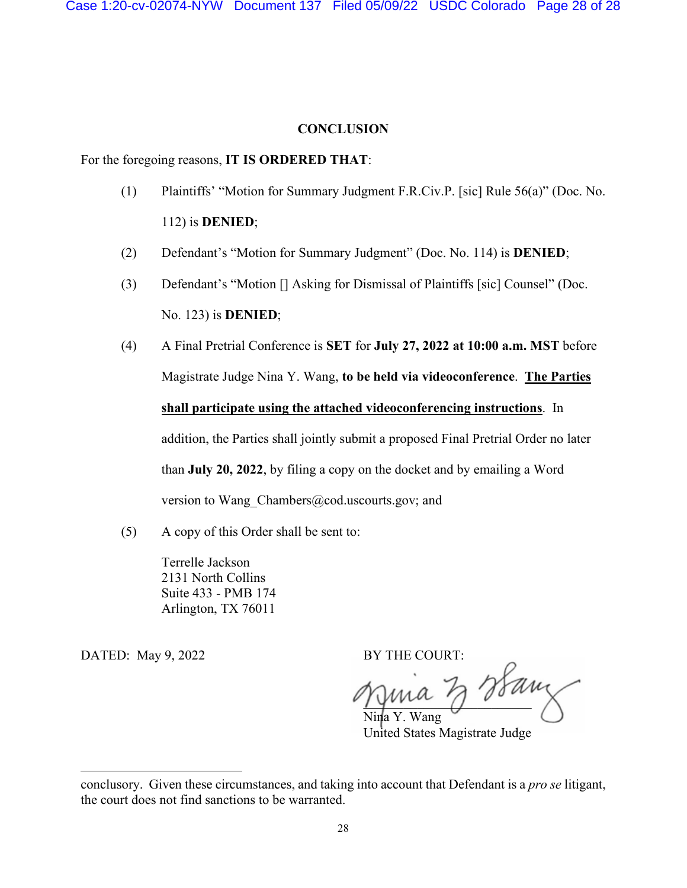## CONCLUSION

For the foregoing reasons, **IT IS ORDERED THAT**:

(1) Plaintiffs' "Motion for Summary Judgment F.R.Civ.P. [sic] Rule 56(a)" (Doc. No. 112) is **DENIED**;

(2) Defendant's "Motion for Summary Judgment" (Doc. No. 114) is **DENIED**;

(3) Defendant's "Motion [] Asking for Dismissal of Plaintiffs [sic] Counsel" (Doc. No. 123) is **DENIED**;

(4) A Final Pretrial Conference is **SET** for **July 27, 2022 at 10:00 a.m. MST** before Magistrate Judge Nina Y. Wang, **to be held via videoconference**. **<u>The Parties shall participate using the attached videoconferencing instructions</u>**. In addition, the Parties shall jointly submit a proposed Final Pretrial Order no later than **July 20, 2022**, by filing a copy on the docket and by emailing a Word version to Wang_Chambers@cod.uscourts.gov; and

(5) A copy of this Order shall be sent to:

Terrelle Jackson
2131 North Collins
Suite 433 - PMB 174
Arlington, TX 76011

DATED: May 9, 2022

BY THE COURT:

Nina Y. Wang
United States Magistrate Judge

---

conclusory. Given these circumstances, and taking into account that Defendant is a *pro se* litigant, the court does not find sanctions to be warranted.